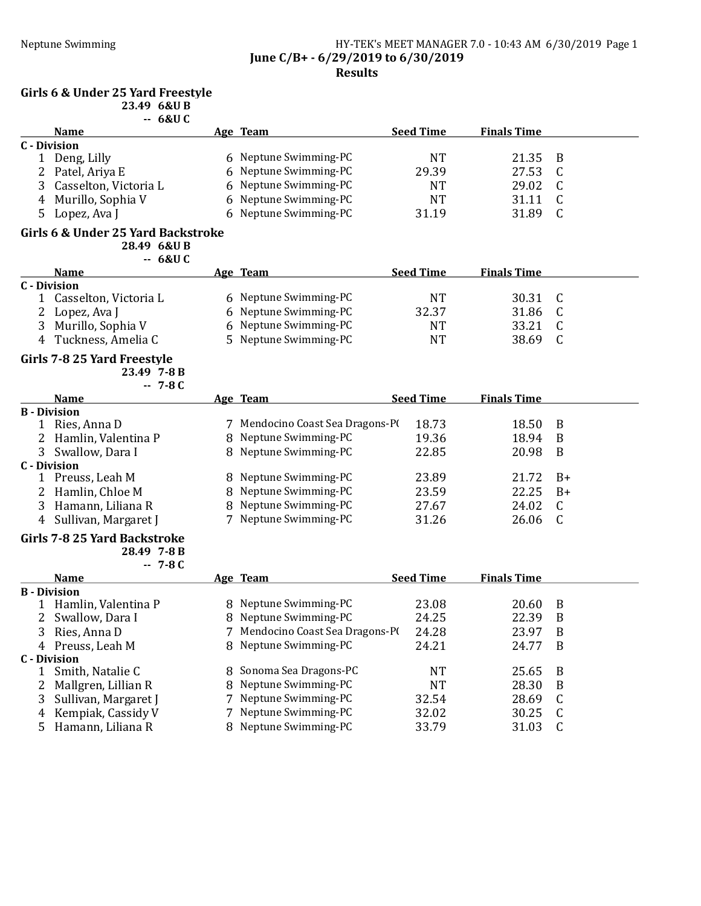June C/B+ - 6/29/2019 to 6/30/2019

Results

## Girls 6 & Under 25 Yard Freestyle

23.49 6&U B

-- 6&U C

| | Name | Age | Team | Seed Time | Finals Time | |
|---|---|---|---|---|---|---|
| **C - Division** | | | | | | |
| 1 | Deng, Lilly | 6 | Neptune Swimming-PC | NT | 21.35 | B |
| 2 | Patel, Ariya E | 6 | Neptune Swimming-PC | 29.39 | 27.53 | C |
| 3 | Casselton, Victoria L | 6 | Neptune Swimming-PC | NT | 29.02 | C |
| 4 | Murillo, Sophia V | 6 | Neptune Swimming-PC | NT | 31.11 | C |
| 5 | Lopez, Ava J | 6 | Neptune Swimming-PC | 31.19 | 31.89 | C |

## Girls 6 & Under 25 Yard Backstroke

28.49 6&U B

-- 6&U C

| | Name | Age | Team | Seed Time | Finals Time | |
|---|---|---|---|---|---|---|
| **C - Division** | | | | | | |
| 1 | Casselton, Victoria L | 6 | Neptune Swimming-PC | NT | 30.31 | C |
| 2 | Lopez, Ava J | 6 | Neptune Swimming-PC | 32.37 | 31.86 | C |
| 3 | Murillo, Sophia V | 6 | Neptune Swimming-PC | NT | 33.21 | C |
| 4 | Tuckness, Amelia C | 5 | Neptune Swimming-PC | NT | 38.69 | C |

## Girls 7-8 25 Yard Freestyle

23.49 7-8 B

-- 7-8 C

| | Name | Age | Team | Seed Time | Finals Time | |
|---|---|---|---|---|---|---|
| **B - Division** | | | | | | |
| 1 | Ries, Anna D | 7 | Mendocino Coast Sea Dragons-P( | 18.73 | 18.50 | B |
| 2 | Hamlin, Valentina P | 8 | Neptune Swimming-PC | 19.36 | 18.94 | B |
| 3 | Swallow, Dara I | 8 | Neptune Swimming-PC | 22.85 | 20.98 | B |
| **C - Division** | | | | | | |
| 1 | Preuss, Leah M | 8 | Neptune Swimming-PC | 23.89 | 21.72 | B+ |
| 2 | Hamlin, Chloe M | 8 | Neptune Swimming-PC | 23.59 | 22.25 | B+ |
| 3 | Hamann, Liliana R | 8 | Neptune Swimming-PC | 27.67 | 24.02 | C |
| 4 | Sullivan, Margaret J | 7 | Neptune Swimming-PC | 31.26 | 26.06 | C |

## Girls 7-8 25 Yard Backstroke

28.49 7-8 B

-- 7-8 C

| | Name | Age | Team | Seed Time | Finals Time | |
|---|---|---|---|---|---|---|
| **B - Division** | | | | | | |
| 1 | Hamlin, Valentina P | 8 | Neptune Swimming-PC | 23.08 | 20.60 | B |
| 2 | Swallow, Dara I | 8 | Neptune Swimming-PC | 24.25 | 22.39 | B |
| 3 | Ries, Anna D | 7 | Mendocino Coast Sea Dragons-P( | 24.28 | 23.97 | B |
| 4 | Preuss, Leah M | 8 | Neptune Swimming-PC | 24.21 | 24.77 | B |
| **C - Division** | | | | | | |
| 1 | Smith, Natalie C | 8 | Sonoma Sea Dragons-PC | NT | 25.65 | B |
| 2 | Mallgren, Lillian R | 8 | Neptune Swimming-PC | NT | 28.30 | B |
| 3 | Sullivan, Margaret J | 7 | Neptune Swimming-PC | 32.54 | 28.69 | C |
| 4 | Kempiak, Cassidy V | 7 | Neptune Swimming-PC | 32.02 | 30.25 | C |
| 5 | Hamann, Liliana R | 8 | Neptune Swimming-PC | 33.79 | 31.03 | C |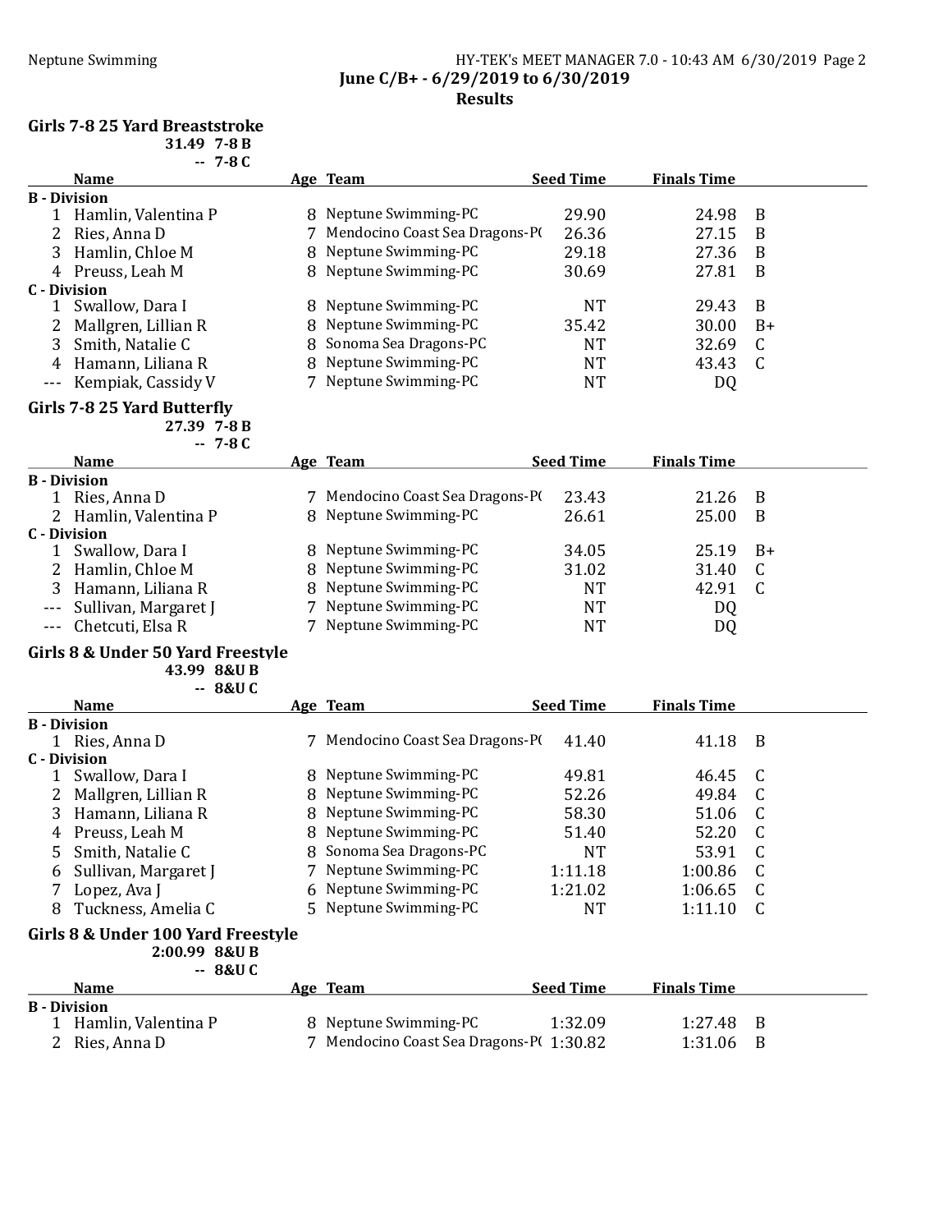**June C/B+ - 6/29/2019 to 6/30/2019**

**Results**

## Girls 7-8 25 Yard Breaststroke

31.49 7-8 B
-- 7-8 C

| | Name | Age | Team | Seed Time | Finals Time | |
|---|---|---|---|---|---|---|
| **B - Division** | | | | | | |
| 1 | Hamlin, Valentina P | 8 | Neptune Swimming-PC | 29.90 | 24.98 | B |
| 2 | Ries, Anna D | 7 | Mendocino Coast Sea Dragons-P( | 26.36 | 27.15 | B |
| 3 | Hamlin, Chloe M | 8 | Neptune Swimming-PC | 29.18 | 27.36 | B |
| 4 | Preuss, Leah M | 8 | Neptune Swimming-PC | 30.69 | 27.81 | B |
| **C - Division** | | | | | | |
| 1 | Swallow, Dara I | 8 | Neptune Swimming-PC | NT | 29.43 | B |
| 2 | Mallgren, Lillian R | 8 | Neptune Swimming-PC | 35.42 | 30.00 | B+ |
| 3 | Smith, Natalie C | 8 | Sonoma Sea Dragons-PC | NT | 32.69 | C |
| 4 | Hamann, Liliana R | 8 | Neptune Swimming-PC | NT | 43.43 | C |
| --- | Kempiak, Cassidy V | 7 | Neptune Swimming-PC | NT | DQ | |

## Girls 7-8 25 Yard Butterfly

27.39 7-8 B
-- 7-8 C

| | Name | Age | Team | Seed Time | Finals Time | |
|---|---|---|---|---|---|---|
| **B - Division** | | | | | | |
| 1 | Ries, Anna D | 7 | Mendocino Coast Sea Dragons-P( | 23.43 | 21.26 | B |
| 2 | Hamlin, Valentina P | 8 | Neptune Swimming-PC | 26.61 | 25.00 | B |
| **C - Division** | | | | | | |
| 1 | Swallow, Dara I | 8 | Neptune Swimming-PC | 34.05 | 25.19 | B+ |
| 2 | Hamlin, Chloe M | 8 | Neptune Swimming-PC | 31.02 | 31.40 | C |
| 3 | Hamann, Liliana R | 8 | Neptune Swimming-PC | NT | 42.91 | C |
| --- | Sullivan, Margaret J | 7 | Neptune Swimming-PC | NT | DQ | |
| --- | Chetcuti, Elsa R | 7 | Neptune Swimming-PC | NT | DQ | |

## Girls 8 & Under 50 Yard Freestyle

43.99 8&U B
-- 8&U C

| | Name | Age | Team | Seed Time | Finals Time | |
|---|---|---|---|---|---|---|
| **B - Division** | | | | | | |
| 1 | Ries, Anna D | 7 | Mendocino Coast Sea Dragons-P( | 41.40 | 41.18 | B |
| **C - Division** | | | | | | |
| 1 | Swallow, Dara I | 8 | Neptune Swimming-PC | 49.81 | 46.45 | C |
| 2 | Mallgren, Lillian R | 8 | Neptune Swimming-PC | 52.26 | 49.84 | C |
| 3 | Hamann, Liliana R | 8 | Neptune Swimming-PC | 58.30 | 51.06 | C |
| 4 | Preuss, Leah M | 8 | Neptune Swimming-PC | 51.40 | 52.20 | C |
| 5 | Smith, Natalie C | 8 | Sonoma Sea Dragons-PC | NT | 53.91 | C |
| 6 | Sullivan, Margaret J | 7 | Neptune Swimming-PC | 1:11.18 | 1:00.86 | C |
| 7 | Lopez, Ava J | 6 | Neptune Swimming-PC | 1:21.02 | 1:06.65 | C |
| 8 | Tuckness, Amelia C | 5 | Neptune Swimming-PC | NT | 1:11.10 | C |

## Girls 8 & Under 100 Yard Freestyle

2:00.99 8&U B
-- 8&U C

| | Name | Age | Team | Seed Time | Finals Time | |
|---|---|---|---|---|---|---|
| **B - Division** | | | | | | |
| 1 | Hamlin, Valentina P | 8 | Neptune Swimming-PC | 1:32.09 | 1:27.48 | B |
| 2 | Ries, Anna D | 7 | Mendocino Coast Sea Dragons-P( | 1:30.82 | 1:31.06 | B |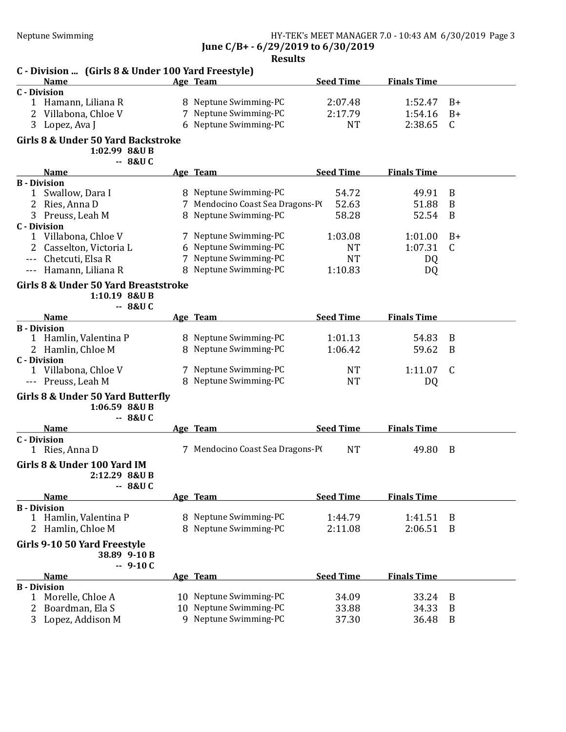## C - Division ... (Girls 8 & Under 100 Yard Freestyle)

| | Name | Age | Team | Seed Time | Finals Time | |
|---|---|---|---|---|---|---|
| **C - Division** | | | | | | |
| 1 | Hamann, Liliana R | 8 | Neptune Swimming-PC | 2:07.48 | 1:52.47 | B+ |
| 2 | Villabona, Chloe V | 7 | Neptune Swimming-PC | 2:17.79 | 1:54.16 | B+ |
| 3 | Lopez, Ava J | 6 | Neptune Swimming-PC | NT | 2:38.65 | C |

## Girls 8 & Under 50 Yard Backstroke

1:02.99 8&U B
-- 8&U C

| | Name | Age | Team | Seed Time | Finals Time | |
|---|---|---|---|---|---|---|
| **B - Division** | | | | | | |
| 1 | Swallow, Dara I | 8 | Neptune Swimming-PC | 54.72 | 49.91 | B |
| 2 | Ries, Anna D | 7 | Mendocino Coast Sea Dragons-P( | 52.63 | 51.88 | B |
| 3 | Preuss, Leah M | 8 | Neptune Swimming-PC | 58.28 | 52.54 | B |
| **C - Division** | | | | | | |
| 1 | Villabona, Chloe V | 7 | Neptune Swimming-PC | 1:03.08 | 1:01.00 | B+ |
| 2 | Casselton, Victoria L | 6 | Neptune Swimming-PC | NT | 1:07.31 | C |
| --- | Chetcuti, Elsa R | 7 | Neptune Swimming-PC | NT | DQ | |
| --- | Hamann, Liliana R | 8 | Neptune Swimming-PC | 1:10.83 | DQ | |

## Girls 8 & Under 50 Yard Breaststroke

1:10.19 8&U B
-- 8&U C

| | Name | Age | Team | Seed Time | Finals Time | |
|---|---|---|---|---|---|---|
| **B - Division** | | | | | | |
| 1 | Hamlin, Valentina P | 8 | Neptune Swimming-PC | 1:01.13 | 54.83 | B |
| 2 | Hamlin, Chloe M | 8 | Neptune Swimming-PC | 1:06.42 | 59.62 | B |
| **C - Division** | | | | | | |
| 1 | Villabona, Chloe V | 7 | Neptune Swimming-PC | NT | 1:11.07 | C |
| --- | Preuss, Leah M | 8 | Neptune Swimming-PC | NT | DQ | |

## Girls 8 & Under 50 Yard Butterfly

1:06.59 8&U B
-- 8&U C

| | Name | Age | Team | Seed Time | Finals Time | |
|---|---|---|---|---|---|---|
| **C - Division** | | | | | | |
| 1 | Ries, Anna D | 7 | Mendocino Coast Sea Dragons-P( | NT | 49.80 | B |

## Girls 8 & Under 100 Yard IM

2:12.29 8&U B
-- 8&U C

| | Name | Age | Team | Seed Time | Finals Time | |
|---|---|---|---|---|---|---|
| **B - Division** | | | | | | |
| 1 | Hamlin, Valentina P | 8 | Neptune Swimming-PC | 1:44.79 | 1:41.51 | B |
| 2 | Hamlin, Chloe M | 8 | Neptune Swimming-PC | 2:11.08 | 2:06.51 | B |

## Girls 9-10 50 Yard Freestyle

38.89 9-10 B
-- 9-10 C

| | Name | Age | Team | Seed Time | Finals Time | |
|---|---|---|---|---|---|---|
| **B - Division** | | | | | | |
| 1 | Morelle, Chloe A | 10 | Neptune Swimming-PC | 34.09 | 33.24 | B |
| 2 | Boardman, Ela S | 10 | Neptune Swimming-PC | 33.88 | 34.33 | B |
| 3 | Lopez, Addison M | 9 | Neptune Swimming-PC | 37.30 | 36.48 | B |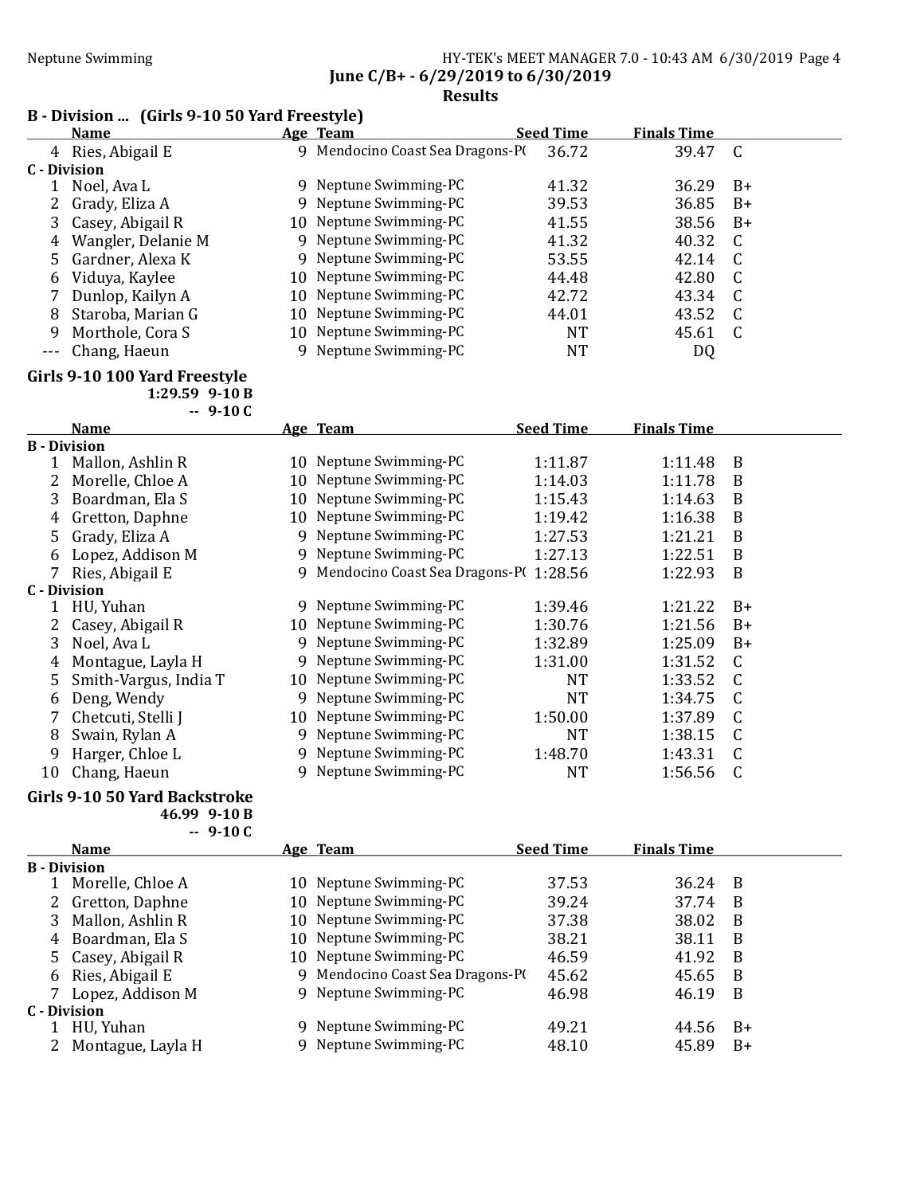June C/B+ - 6/29/2019 to 6/30/2019

Results

### B - Division ... (Girls 9-10 50 Yard Freestyle)

| | Name | Age | Team | Seed Time | Finals Time | |
|---|---|---|---|---|---|---|
| 4 | Ries, Abigail E | 9 | Mendocino Coast Sea Dragons-P( | 36.72 | 39.47 | C |
| **C - Division** | | | | | | |
| 1 | Noel, Ava L | 9 | Neptune Swimming-PC | 41.32 | 36.29 | B+ |
| 2 | Grady, Eliza A | 9 | Neptune Swimming-PC | 39.53 | 36.85 | B+ |
| 3 | Casey, Abigail R | 10 | Neptune Swimming-PC | 41.55 | 38.56 | B+ |
| 4 | Wangler, Delanie M | 9 | Neptune Swimming-PC | 41.32 | 40.32 | C |
| 5 | Gardner, Alexa K | 9 | Neptune Swimming-PC | 53.55 | 42.14 | C |
| 6 | Viduya, Kaylee | 10 | Neptune Swimming-PC | 44.48 | 42.80 | C |
| 7 | Dunlop, Kailyn A | 10 | Neptune Swimming-PC | 42.72 | 43.34 | C |
| 8 | Staroba, Marian G | 10 | Neptune Swimming-PC | 44.01 | 43.52 | C |
| 9 | Morthole, Cora S | 10 | Neptune Swimming-PC | NT | 45.61 | C |
| --- | Chang, Haeun | 9 | Neptune Swimming-PC | NT | DQ | |

### Girls 9-10 100 Yard Freestyle

1:29.59 9-10 B
-- 9-10 C

| | Name | Age | Team | Seed Time | Finals Time | |
|---|---|---|---|---|---|---|
| **B - Division** | | | | | | |
| 1 | Mallon, Ashlin R | 10 | Neptune Swimming-PC | 1:11.87 | 1:11.48 | B |
| 2 | Morelle, Chloe A | 10 | Neptune Swimming-PC | 1:14.03 | 1:11.78 | B |
| 3 | Boardman, Ela S | 10 | Neptune Swimming-PC | 1:15.43 | 1:14.63 | B |
| 4 | Gretton, Daphne | 10 | Neptune Swimming-PC | 1:19.42 | 1:16.38 | B |
| 5 | Grady, Eliza A | 9 | Neptune Swimming-PC | 1:27.53 | 1:21.21 | B |
| 6 | Lopez, Addison M | 9 | Neptune Swimming-PC | 1:27.13 | 1:22.51 | B |
| 7 | Ries, Abigail E | 9 | Mendocino Coast Sea Dragons-P( | 1:28.56 | 1:22.93 | B |
| **C - Division** | | | | | | |
| 1 | HU, Yuhan | 9 | Neptune Swimming-PC | 1:39.46 | 1:21.22 | B+ |
| 2 | Casey, Abigail R | 10 | Neptune Swimming-PC | 1:30.76 | 1:21.56 | B+ |
| 3 | Noel, Ava L | 9 | Neptune Swimming-PC | 1:32.89 | 1:25.09 | B+ |
| 4 | Montague, Layla H | 9 | Neptune Swimming-PC | 1:31.00 | 1:31.52 | C |
| 5 | Smith-Vargus, India T | 10 | Neptune Swimming-PC | NT | 1:33.52 | C |
| 6 | Deng, Wendy | 9 | Neptune Swimming-PC | NT | 1:34.75 | C |
| 7 | Chetcuti, Stelli J | 10 | Neptune Swimming-PC | 1:50.00 | 1:37.89 | C |
| 8 | Swain, Rylan A | 9 | Neptune Swimming-PC | NT | 1:38.15 | C |
| 9 | Harger, Chloe L | 9 | Neptune Swimming-PC | 1:48.70 | 1:43.31 | C |
| 10 | Chang, Haeun | 9 | Neptune Swimming-PC | NT | 1:56.56 | C |

### Girls 9-10 50 Yard Backstroke

46.99 9-10 B
-- 9-10 C

| | Name | Age | Team | Seed Time | Finals Time | |
|---|---|---|---|---|---|---|
| **B - Division** | | | | | | |
| 1 | Morelle, Chloe A | 10 | Neptune Swimming-PC | 37.53 | 36.24 | B |
| 2 | Gretton, Daphne | 10 | Neptune Swimming-PC | 39.24 | 37.74 | B |
| 3 | Mallon, Ashlin R | 10 | Neptune Swimming-PC | 37.38 | 38.02 | B |
| 4 | Boardman, Ela S | 10 | Neptune Swimming-PC | 38.21 | 38.11 | B |
| 5 | Casey, Abigail R | 10 | Neptune Swimming-PC | 46.59 | 41.92 | B |
| 6 | Ries, Abigail E | 9 | Mendocino Coast Sea Dragons-P( | 45.62 | 45.65 | B |
| 7 | Lopez, Addison M | 9 | Neptune Swimming-PC | 46.98 | 46.19 | B |
| **C - Division** | | | | | | |
| 1 | HU, Yuhan | 9 | Neptune Swimming-PC | 49.21 | 44.56 | B+ |
| 2 | Montague, Layla H | 9 | Neptune Swimming-PC | 48.10 | 45.89 | B+ |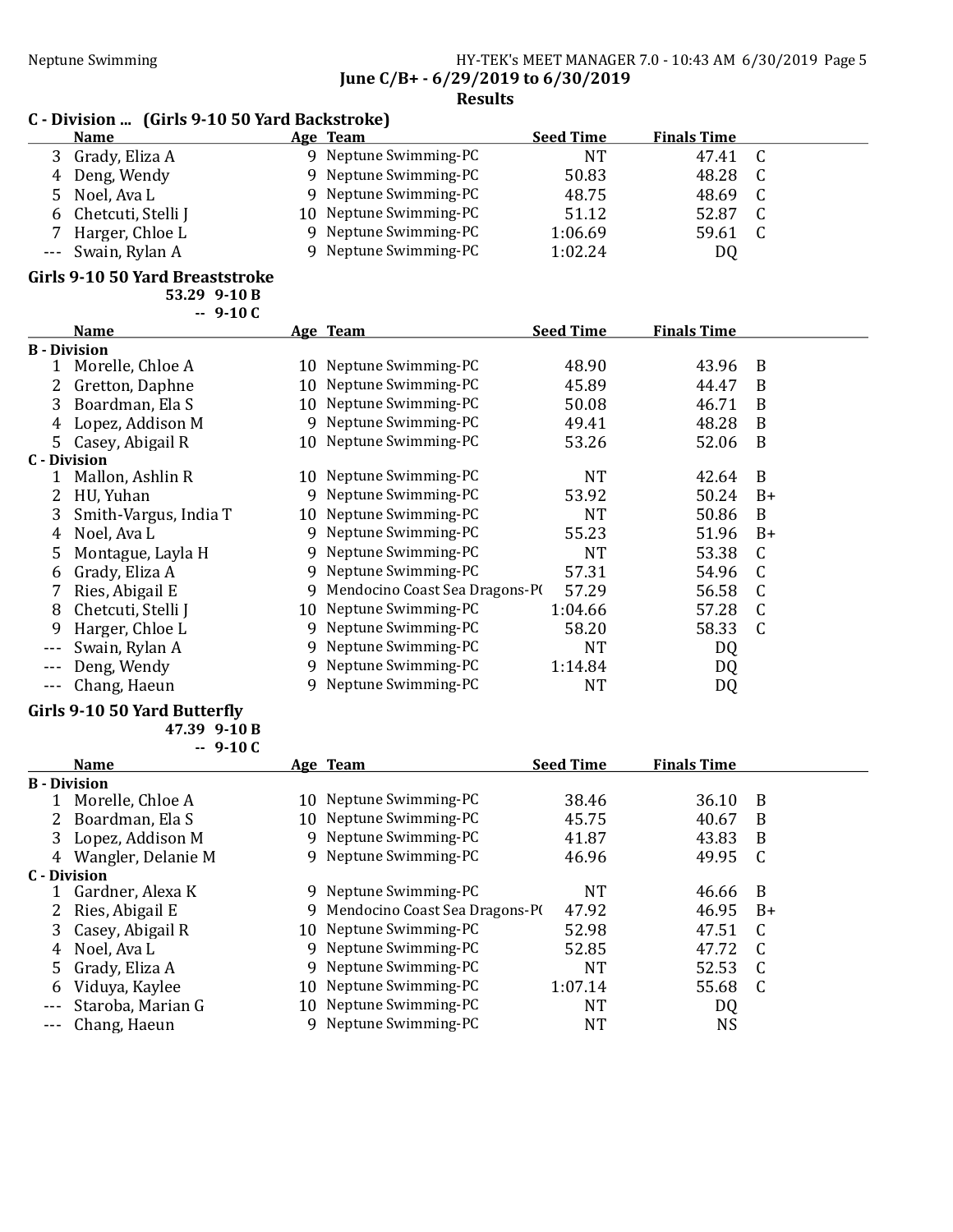## C - Division ... (Girls 9-10 50 Yard Backstroke)

| | Name | Age | Team | Seed Time | Finals Time | |
|---|---|---|---|---|---|---|
| 3 | Grady, Eliza A | 9 | Neptune Swimming-PC | NT | 47.41 | C |
| 4 | Deng, Wendy | 9 | Neptune Swimming-PC | 50.83 | 48.28 | C |
| 5 | Noel, Ava L | 9 | Neptune Swimming-PC | 48.75 | 48.69 | C |
| 6 | Chetcuti, Stelli J | 10 | Neptune Swimming-PC | 51.12 | 52.87 | C |
| 7 | Harger, Chloe L | 9 | Neptune Swimming-PC | 1:06.69 | 59.61 | C |
| --- | Swain, Rylan A | 9 | Neptune Swimming-PC | 1:02.24 | DQ | |

## Girls 9-10 50 Yard Breaststroke

53.29 9-10 B
-- 9-10 C

| | Name | Age | Team | Seed Time | Finals Time | |
|---|---|---|---|---|---|---|
| **B - Division** | | | | | | |
| 1 | Morelle, Chloe A | 10 | Neptune Swimming-PC | 48.90 | 43.96 | B |
| 2 | Gretton, Daphne | 10 | Neptune Swimming-PC | 45.89 | 44.47 | B |
| 3 | Boardman, Ela S | 10 | Neptune Swimming-PC | 50.08 | 46.71 | B |
| 4 | Lopez, Addison M | 9 | Neptune Swimming-PC | 49.41 | 48.28 | B |
| 5 | Casey, Abigail R | 10 | Neptune Swimming-PC | 53.26 | 52.06 | B |
| **C - Division** | | | | | | |
| 1 | Mallon, Ashlin R | 10 | Neptune Swimming-PC | NT | 42.64 | B |
| 2 | HU, Yuhan | 9 | Neptune Swimming-PC | 53.92 | 50.24 | B+ |
| 3 | Smith-Vargus, India T | 10 | Neptune Swimming-PC | NT | 50.86 | B |
| 4 | Noel, Ava L | 9 | Neptune Swimming-PC | 55.23 | 51.96 | B+ |
| 5 | Montague, Layla H | 9 | Neptune Swimming-PC | NT | 53.38 | C |
| 6 | Grady, Eliza A | 9 | Neptune Swimming-PC | 57.31 | 54.96 | C |
| 7 | Ries, Abigail E | 9 | Mendocino Coast Sea Dragons-P( | 57.29 | 56.58 | C |
| 8 | Chetcuti, Stelli J | 10 | Neptune Swimming-PC | 1:04.66 | 57.28 | C |
| 9 | Harger, Chloe L | 9 | Neptune Swimming-PC | 58.20 | 58.33 | C |
| --- | Swain, Rylan A | 9 | Neptune Swimming-PC | NT | DQ | |
| --- | Deng, Wendy | 9 | Neptune Swimming-PC | 1:14.84 | DQ | |
| --- | Chang, Haeun | 9 | Neptune Swimming-PC | NT | DQ | |

## Girls 9-10 50 Yard Butterfly

47.39 9-10 B
-- 9-10 C

| | Name | Age | Team | Seed Time | Finals Time | |
|---|---|---|---|---|---|---|
| **B - Division** | | | | | | |
| 1 | Morelle, Chloe A | 10 | Neptune Swimming-PC | 38.46 | 36.10 | B |
| 2 | Boardman, Ela S | 10 | Neptune Swimming-PC | 45.75 | 40.67 | B |
| 3 | Lopez, Addison M | 9 | Neptune Swimming-PC | 41.87 | 43.83 | B |
| 4 | Wangler, Delanie M | 9 | Neptune Swimming-PC | 46.96 | 49.95 | C |
| **C - Division** | | | | | | |
| 1 | Gardner, Alexa K | 9 | Neptune Swimming-PC | NT | 46.66 | B |
| 2 | Ries, Abigail E | 9 | Mendocino Coast Sea Dragons-P( | 47.92 | 46.95 | B+ |
| 3 | Casey, Abigail R | 10 | Neptune Swimming-PC | 52.98 | 47.51 | C |
| 4 | Noel, Ava L | 9 | Neptune Swimming-PC | 52.85 | 47.72 | C |
| 5 | Grady, Eliza A | 9 | Neptune Swimming-PC | NT | 52.53 | C |
| 6 | Viduya, Kaylee | 10 | Neptune Swimming-PC | 1:07.14 | 55.68 | C |
| --- | Staroba, Marian G | 10 | Neptune Swimming-PC | NT | DQ | |
| --- | Chang, Haeun | 9 | Neptune Swimming-PC | NT | NS | |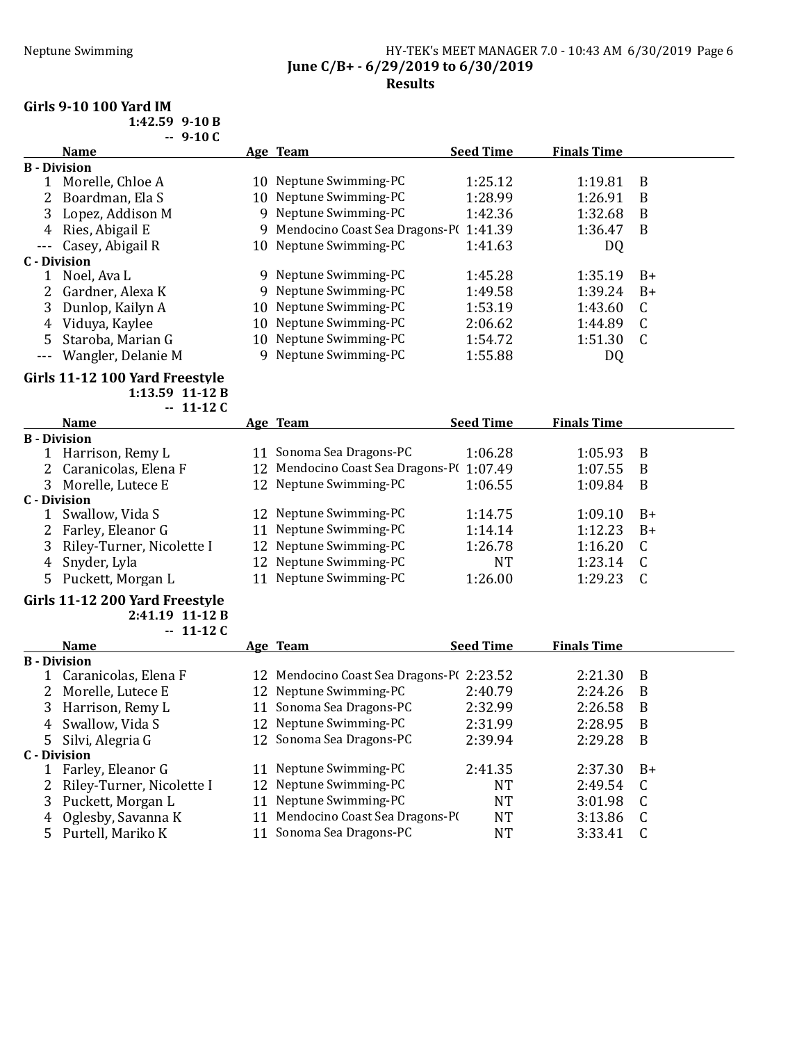## June C/B+ - 6/29/2019 to 6/30/2019

### Results

### Girls 9-10 100 Yard IM

1:42.59 9-10 B
-- 9-10 C

| | Name | Age | Team | Seed Time | Finals Time | |
|---|---|---|---|---|---|---|
| **B - Division** | | | | | | |
| 1 | Morelle, Chloe A | 10 | Neptune Swimming-PC | 1:25.12 | 1:19.81 | B |
| 2 | Boardman, Ela S | 10 | Neptune Swimming-PC | 1:28.99 | 1:26.91 | B |
| 3 | Lopez, Addison M | 9 | Neptune Swimming-PC | 1:42.36 | 1:32.68 | B |
| 4 | Ries, Abigail E | 9 | Mendocino Coast Sea Dragons-P( | 1:41.39 | 1:36.47 | B |
| --- | Casey, Abigail R | 10 | Neptune Swimming-PC | 1:41.63 | DQ | |
| **C - Division** | | | | | | |
| 1 | Noel, Ava L | 9 | Neptune Swimming-PC | 1:45.28 | 1:35.19 | B+ |
| 2 | Gardner, Alexa K | 9 | Neptune Swimming-PC | 1:49.58 | 1:39.24 | B+ |
| 3 | Dunlop, Kailyn A | 10 | Neptune Swimming-PC | 1:53.19 | 1:43.60 | C |
| 4 | Viduya, Kaylee | 10 | Neptune Swimming-PC | 2:06.62 | 1:44.89 | C |
| 5 | Staroba, Marian G | 10 | Neptune Swimming-PC | 1:54.72 | 1:51.30 | C |
| --- | Wangler, Delanie M | 9 | Neptune Swimming-PC | 1:55.88 | DQ | |

### Girls 11-12 100 Yard Freestyle

1:13.59 11-12 B
-- 11-12 C

| | Name | Age | Team | Seed Time | Finals Time | |
|---|---|---|---|---|---|---|
| **B - Division** | | | | | | |
| 1 | Harrison, Remy L | 11 | Sonoma Sea Dragons-PC | 1:06.28 | 1:05.93 | B |
| 2 | Caranicolas, Elena F | 12 | Mendocino Coast Sea Dragons-P( | 1:07.49 | 1:07.55 | B |
| 3 | Morelle, Lutece E | 12 | Neptune Swimming-PC | 1:06.55 | 1:09.84 | B |
| **C - Division** | | | | | | |
| 1 | Swallow, Vida S | 12 | Neptune Swimming-PC | 1:14.75 | 1:09.10 | B+ |
| 2 | Farley, Eleanor G | 11 | Neptune Swimming-PC | 1:14.14 | 1:12.23 | B+ |
| 3 | Riley-Turner, Nicolette I | 12 | Neptune Swimming-PC | 1:26.78 | 1:16.20 | C |
| 4 | Snyder, Lyla | 12 | Neptune Swimming-PC | NT | 1:23.14 | C |
| 5 | Puckett, Morgan L | 11 | Neptune Swimming-PC | 1:26.00 | 1:29.23 | C |

### Girls 11-12 200 Yard Freestyle

2:41.19 11-12 B
-- 11-12 C

| | Name | Age | Team | Seed Time | Finals Time | |
|---|---|---|---|---|---|---|
| **B - Division** | | | | | | |
| 1 | Caranicolas, Elena F | 12 | Mendocino Coast Sea Dragons-P( | 2:23.52 | 2:21.30 | B |
| 2 | Morelle, Lutece E | 12 | Neptune Swimming-PC | 2:40.79 | 2:24.26 | B |
| 3 | Harrison, Remy L | 11 | Sonoma Sea Dragons-PC | 2:32.99 | 2:26.58 | B |
| 4 | Swallow, Vida S | 12 | Neptune Swimming-PC | 2:31.99 | 2:28.95 | B |
| 5 | Silvi, Alegria G | 12 | Sonoma Sea Dragons-PC | 2:39.94 | 2:29.28 | B |
| **C - Division** | | | | | | |
| 1 | Farley, Eleanor G | 11 | Neptune Swimming-PC | 2:41.35 | 2:37.30 | B+ |
| 2 | Riley-Turner, Nicolette I | 12 | Neptune Swimming-PC | NT | 2:49.54 | C |
| 3 | Puckett, Morgan L | 11 | Neptune Swimming-PC | NT | 3:01.98 | C |
| 4 | Oglesby, Savanna K | 11 | Mendocino Coast Sea Dragons-P( | NT | 3:13.86 | C |
| 5 | Purtell, Mariko K | 11 | Sonoma Sea Dragons-PC | NT | 3:33.41 | C |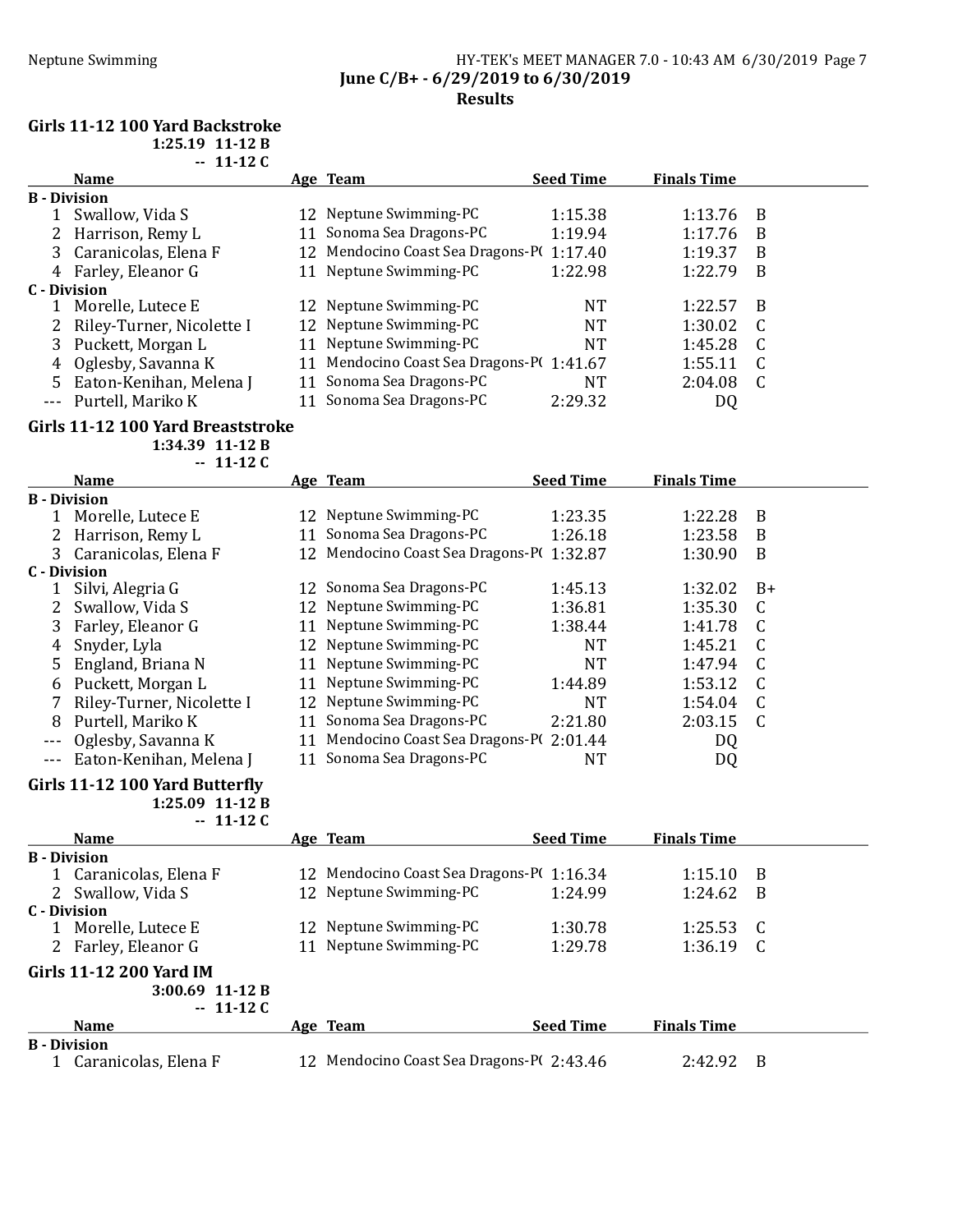Neptune Swimming

June C/B+ - 6/29/2019 to 6/30/2019

Results

## Girls 11-12 100 Yard Backstroke

1:25.19 11-12 B
-- 11-12 C

| | Name | Age | Team | Seed Time | Finals Time | |
|---|---|---|---|---|---|---|
| **B - Division** | | | | | | |
| 1 | Swallow, Vida S | 12 | Neptune Swimming-PC | 1:15.38 | 1:13.76 | B |
| 2 | Harrison, Remy L | 11 | Sonoma Sea Dragons-PC | 1:19.94 | 1:17.76 | B |
| 3 | Caranicolas, Elena F | 12 | Mendocino Coast Sea Dragons-P( | 1:17.40 | 1:19.37 | B |
| 4 | Farley, Eleanor G | 11 | Neptune Swimming-PC | 1:22.98 | 1:22.79 | B |
| **C - Division** | | | | | | |
| 1 | Morelle, Lutece E | 12 | Neptune Swimming-PC | NT | 1:22.57 | B |
| 2 | Riley-Turner, Nicolette I | 12 | Neptune Swimming-PC | NT | 1:30.02 | C |
| 3 | Puckett, Morgan L | 11 | Neptune Swimming-PC | NT | 1:45.28 | C |
| 4 | Oglesby, Savanna K | 11 | Mendocino Coast Sea Dragons-P( | 1:41.67 | 1:55.11 | C |
| 5 | Eaton-Kenihan, Melena J | 11 | Sonoma Sea Dragons-PC | NT | 2:04.08 | C |
| --- | Purtell, Mariko K | 11 | Sonoma Sea Dragons-PC | 2:29.32 | DQ | |

## Girls 11-12 100 Yard Breaststroke

1:34.39 11-12 B
-- 11-12 C

| | Name | Age | Team | Seed Time | Finals Time | |
|---|---|---|---|---|---|---|
| **B - Division** | | | | | | |
| 1 | Morelle, Lutece E | 12 | Neptune Swimming-PC | 1:23.35 | 1:22.28 | B |
| 2 | Harrison, Remy L | 11 | Sonoma Sea Dragons-PC | 1:26.18 | 1:23.58 | B |
| 3 | Caranicolas, Elena F | 12 | Mendocino Coast Sea Dragons-P( | 1:32.87 | 1:30.90 | B |
| **C - Division** | | | | | | |
| 1 | Silvi, Alegria G | 12 | Sonoma Sea Dragons-PC | 1:45.13 | 1:32.02 | B+ |
| 2 | Swallow, Vida S | 12 | Neptune Swimming-PC | 1:36.81 | 1:35.30 | C |
| 3 | Farley, Eleanor G | 11 | Neptune Swimming-PC | 1:38.44 | 1:41.78 | C |
| 4 | Snyder, Lyla | 12 | Neptune Swimming-PC | NT | 1:45.21 | C |
| 5 | England, Briana N | 11 | Neptune Swimming-PC | NT | 1:47.94 | C |
| 6 | Puckett, Morgan L | 11 | Neptune Swimming-PC | 1:44.89 | 1:53.12 | C |
| 7 | Riley-Turner, Nicolette I | 12 | Neptune Swimming-PC | NT | 1:54.04 | C |
| 8 | Purtell, Mariko K | 11 | Sonoma Sea Dragons-PC | 2:21.80 | 2:03.15 | C |
| --- | Oglesby, Savanna K | 11 | Mendocino Coast Sea Dragons-P( | 2:01.44 | DQ | |
| --- | Eaton-Kenihan, Melena J | 11 | Sonoma Sea Dragons-PC | NT | DQ | |

## Girls 11-12 100 Yard Butterfly

1:25.09 11-12 B
-- 11-12 C

| | Name | Age | Team | Seed Time | Finals Time | |
|---|---|---|---|---|---|---|
| **B - Division** | | | | | | |
| 1 | Caranicolas, Elena F | 12 | Mendocino Coast Sea Dragons-P( | 1:16.34 | 1:15.10 | B |
| 2 | Swallow, Vida S | 12 | Neptune Swimming-PC | 1:24.99 | 1:24.62 | B |
| **C - Division** | | | | | | |
| 1 | Morelle, Lutece E | 12 | Neptune Swimming-PC | 1:30.78 | 1:25.53 | C |
| 2 | Farley, Eleanor G | 11 | Neptune Swimming-PC | 1:29.78 | 1:36.19 | C |

## Girls 11-12 200 Yard IM

3:00.69 11-12 B
-- 11-12 C

| | Name | Age | Team | Seed Time | Finals Time | |
|---|---|---|---|---|---|---|
| **B - Division** | | | | | | |
| 1 | Caranicolas, Elena F | 12 | Mendocino Coast Sea Dragons-P( | 2:43.46 | 2:42.92 | B |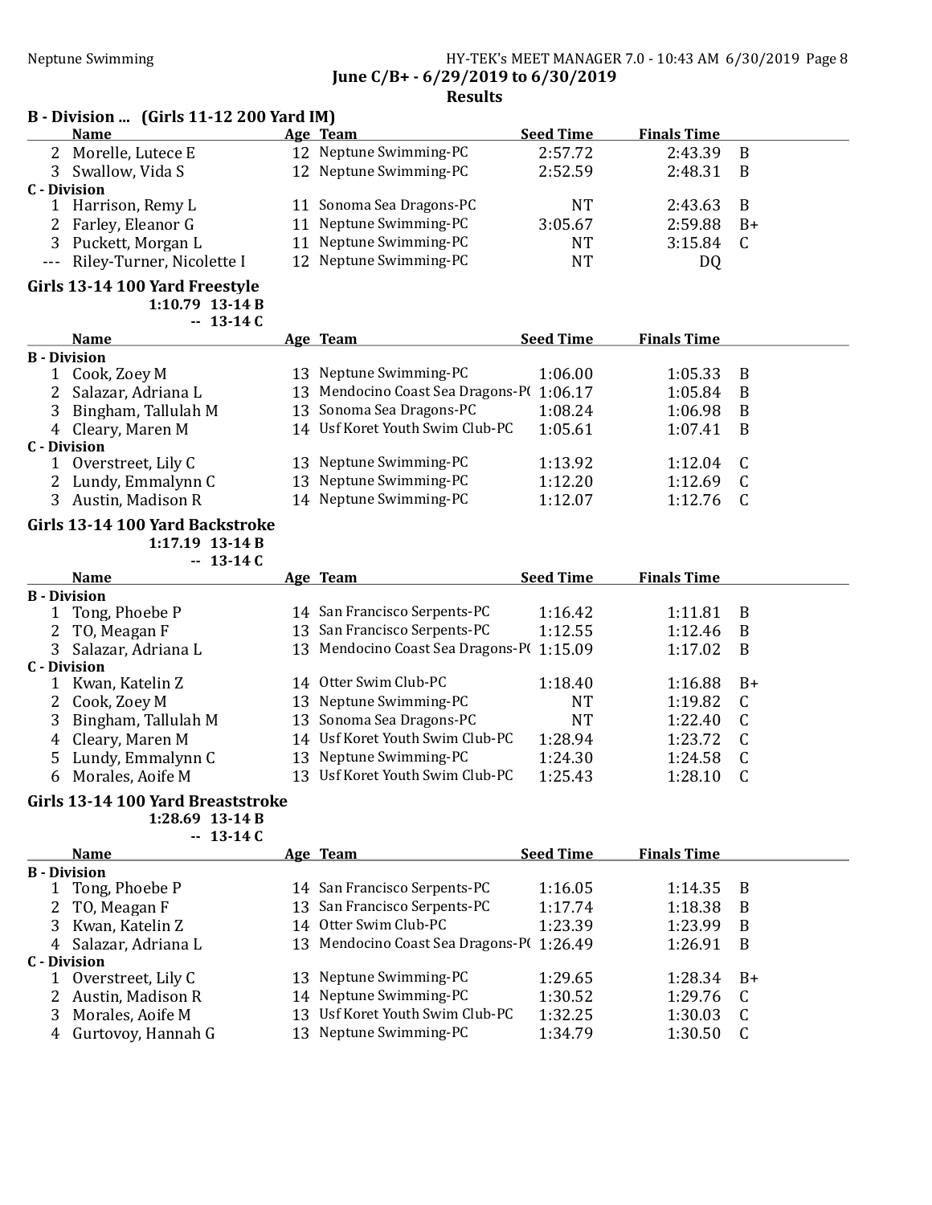June C/B+ - 6/29/2019 to 6/30/2019

Results

## B - Division ... (Girls 11-12 200 Yard IM)

| | Name | Age | Team | Seed Time | Finals Time | |
|---|---|---|---|---|---|---|
| 2 | Morelle, Lutece E | 12 | Neptune Swimming-PC | 2:57.72 | 2:43.39 | B |
| 3 | Swallow, Vida S | 12 | Neptune Swimming-PC | 2:52.59 | 2:48.31 | B |
| **C - Division** | | | | | | |
| 1 | Harrison, Remy L | 11 | Sonoma Sea Dragons-PC | NT | 2:43.63 | B |
| 2 | Farley, Eleanor G | 11 | Neptune Swimming-PC | 3:05.67 | 2:59.88 | B+ |
| 3 | Puckett, Morgan L | 11 | Neptune Swimming-PC | NT | 3:15.84 | C |
| --- | Riley-Turner, Nicolette I | 12 | Neptune Swimming-PC | NT | DQ | |

## Girls 13-14 100 Yard Freestyle

1:10.79 13-14 B
-- 13-14 C

| | Name | Age | Team | Seed Time | Finals Time | |
|---|---|---|---|---|---|---|
| **B - Division** | | | | | | |
| 1 | Cook, Zoey M | 13 | Neptune Swimming-PC | 1:06.00 | 1:05.33 | B |
| 2 | Salazar, Adriana L | 13 | Mendocino Coast Sea Dragons-P( | 1:06.17 | 1:05.84 | B |
| 3 | Bingham, Tallulah M | 13 | Sonoma Sea Dragons-PC | 1:08.24 | 1:06.98 | B |
| 4 | Cleary, Maren M | 14 | Usf Koret Youth Swim Club-PC | 1:05.61 | 1:07.41 | B |
| **C - Division** | | | | | | |
| 1 | Overstreet, Lily C | 13 | Neptune Swimming-PC | 1:13.92 | 1:12.04 | C |
| 2 | Lundy, Emmalynn C | 13 | Neptune Swimming-PC | 1:12.20 | 1:12.69 | C |
| 3 | Austin, Madison R | 14 | Neptune Swimming-PC | 1:12.07 | 1:12.76 | C |

## Girls 13-14 100 Yard Backstroke

1:17.19 13-14 B
-- 13-14 C

| | Name | Age | Team | Seed Time | Finals Time | |
|---|---|---|---|---|---|---|
| **B - Division** | | | | | | |
| 1 | Tong, Phoebe P | 14 | San Francisco Serpents-PC | 1:16.42 | 1:11.81 | B |
| 2 | TO, Meagan F | 13 | San Francisco Serpents-PC | 1:12.55 | 1:12.46 | B |
| 3 | Salazar, Adriana L | 13 | Mendocino Coast Sea Dragons-P( | 1:15.09 | 1:17.02 | B |
| **C - Division** | | | | | | |
| 1 | Kwan, Katelin Z | 14 | Otter Swim Club-PC | 1:18.40 | 1:16.88 | B+ |
| 2 | Cook, Zoey M | 13 | Neptune Swimming-PC | NT | 1:19.82 | C |
| 3 | Bingham, Tallulah M | 13 | Sonoma Sea Dragons-PC | NT | 1:22.40 | C |
| 4 | Cleary, Maren M | 14 | Usf Koret Youth Swim Club-PC | 1:28.94 | 1:23.72 | C |
| 5 | Lundy, Emmalynn C | 13 | Neptune Swimming-PC | 1:24.30 | 1:24.58 | C |
| 6 | Morales, Aoife M | 13 | Usf Koret Youth Swim Club-PC | 1:25.43 | 1:28.10 | C |

## Girls 13-14 100 Yard Breaststroke

1:28.69 13-14 B
-- 13-14 C

| | Name | Age | Team | Seed Time | Finals Time | |
|---|---|---|---|---|---|---|
| **B - Division** | | | | | | |
| 1 | Tong, Phoebe P | 14 | San Francisco Serpents-PC | 1:16.05 | 1:14.35 | B |
| 2 | TO, Meagan F | 13 | San Francisco Serpents-PC | 1:17.74 | 1:18.38 | B |
| 3 | Kwan, Katelin Z | 14 | Otter Swim Club-PC | 1:23.39 | 1:23.99 | B |
| 4 | Salazar, Adriana L | 13 | Mendocino Coast Sea Dragons-P( | 1:26.49 | 1:26.91 | B |
| **C - Division** | | | | | | |
| 1 | Overstreet, Lily C | 13 | Neptune Swimming-PC | 1:29.65 | 1:28.34 | B+ |
| 2 | Austin, Madison R | 14 | Neptune Swimming-PC | 1:30.52 | 1:29.76 | C |
| 3 | Morales, Aoife M | 13 | Usf Koret Youth Swim Club-PC | 1:32.25 | 1:30.03 | C |
| 4 | Gurtovoy, Hannah G | 13 | Neptune Swimming-PC | 1:34.79 | 1:30.50 | C |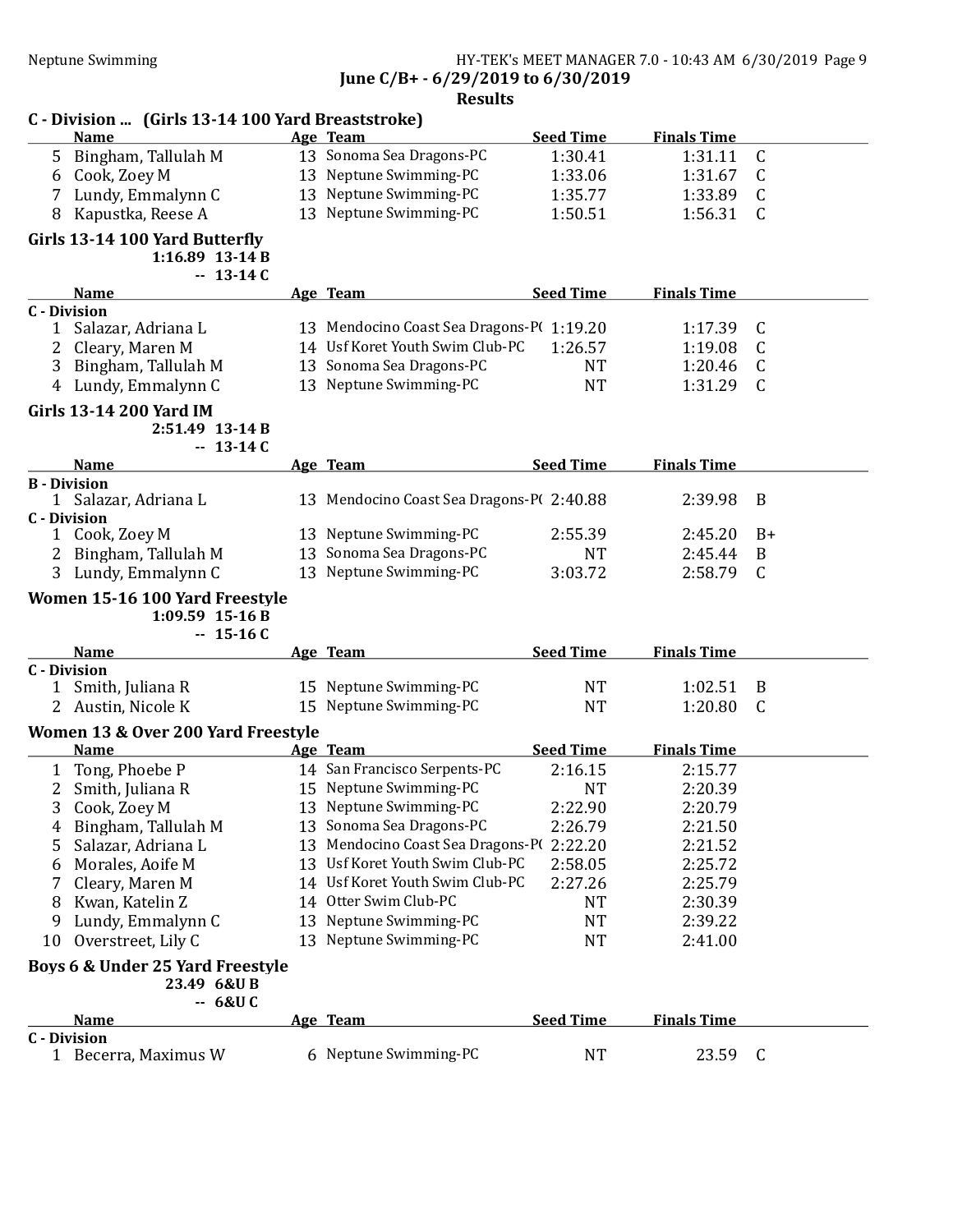## C - Division ... (Girls 13-14 100 Yard Breaststroke)

| | Name | Age | Team | Seed Time | Finals Time | |
|---|---|---|---|---|---|---|
| 5 | Bingham, Tallulah M | 13 | Sonoma Sea Dragons-PC | 1:30.41 | 1:31.11 | C |
| 6 | Cook, Zoey M | 13 | Neptune Swimming-PC | 1:33.06 | 1:31.67 | C |
| 7 | Lundy, Emmalynn C | 13 | Neptune Swimming-PC | 1:35.77 | 1:33.89 | C |
| 8 | Kapustka, Reese A | 13 | Neptune Swimming-PC | 1:50.51 | 1:56.31 | C |

## Girls 13-14 100 Yard Butterfly

1:16.89 13-14 B
-- 13-14 C

| | Name | Age | Team | Seed Time | Finals Time | |
|---|---|---|---|---|---|---|
| **C - Division** | | | | | | |
| 1 | Salazar, Adriana L | 13 | Mendocino Coast Sea Dragons-P( | 1:19.20 | 1:17.39 | C |
| 2 | Cleary, Maren M | 14 | Usf Koret Youth Swim Club-PC | 1:26.57 | 1:19.08 | C |
| 3 | Bingham, Tallulah M | 13 | Sonoma Sea Dragons-PC | NT | 1:20.46 | C |
| 4 | Lundy, Emmalynn C | 13 | Neptune Swimming-PC | NT | 1:31.29 | C |

## Girls 13-14 200 Yard IM

2:51.49 13-14 B
-- 13-14 C

| | Name | Age | Team | Seed Time | Finals Time | |
|---|---|---|---|---|---|---|
| **B - Division** | | | | | | |
| 1 | Salazar, Adriana L | 13 | Mendocino Coast Sea Dragons-P( | 2:40.88 | 2:39.98 | B |
| **C - Division** | | | | | | |
| 1 | Cook, Zoey M | 13 | Neptune Swimming-PC | 2:55.39 | 2:45.20 | B+ |
| 2 | Bingham, Tallulah M | 13 | Sonoma Sea Dragons-PC | NT | 2:45.44 | B |
| 3 | Lundy, Emmalynn C | 13 | Neptune Swimming-PC | 3:03.72 | 2:58.79 | C |

## Women 15-16 100 Yard Freestyle

1:09.59 15-16 B
-- 15-16 C

| | Name | Age | Team | Seed Time | Finals Time | |
|---|---|---|---|---|---|---|
| **C - Division** | | | | | | |
| 1 | Smith, Juliana R | 15 | Neptune Swimming-PC | NT | 1:02.51 | B |
| 2 | Austin, Nicole K | 15 | Neptune Swimming-PC | NT | 1:20.80 | C |

## Women 13 & Over 200 Yard Freestyle

| | Name | Age | Team | Seed Time | Finals Time |
|---|---|---|---|---|---|
| 1 | Tong, Phoebe P | 14 | San Francisco Serpents-PC | 2:16.15 | 2:15.77 |
| 2 | Smith, Juliana R | 15 | Neptune Swimming-PC | NT | 2:20.39 |
| 3 | Cook, Zoey M | 13 | Neptune Swimming-PC | 2:22.90 | 2:20.79 |
| 4 | Bingham, Tallulah M | 13 | Sonoma Sea Dragons-PC | 2:26.79 | 2:21.50 |
| 5 | Salazar, Adriana L | 13 | Mendocino Coast Sea Dragons-P( | 2:22.20 | 2:21.52 |
| 6 | Morales, Aoife M | 13 | Usf Koret Youth Swim Club-PC | 2:58.05 | 2:25.72 |
| 7 | Cleary, Maren M | 14 | Usf Koret Youth Swim Club-PC | 2:27.26 | 2:25.79 |
| 8 | Kwan, Katelin Z | 14 | Otter Swim Club-PC | NT | 2:30.39 |
| 9 | Lundy, Emmalynn C | 13 | Neptune Swimming-PC | NT | 2:39.22 |
| 10 | Overstreet, Lily C | 13 | Neptune Swimming-PC | NT | 2:41.00 |

## Boys 6 & Under 25 Yard Freestyle

23.49 6&U B
-- 6&U C

| | Name | Age | Team | Seed Time | Finals Time | |
|---|---|---|---|---|---|---|
| **C - Division** | | | | | | |
| 1 | Becerra, Maximus W | 6 | Neptune Swimming-PC | NT | 23.59 | C |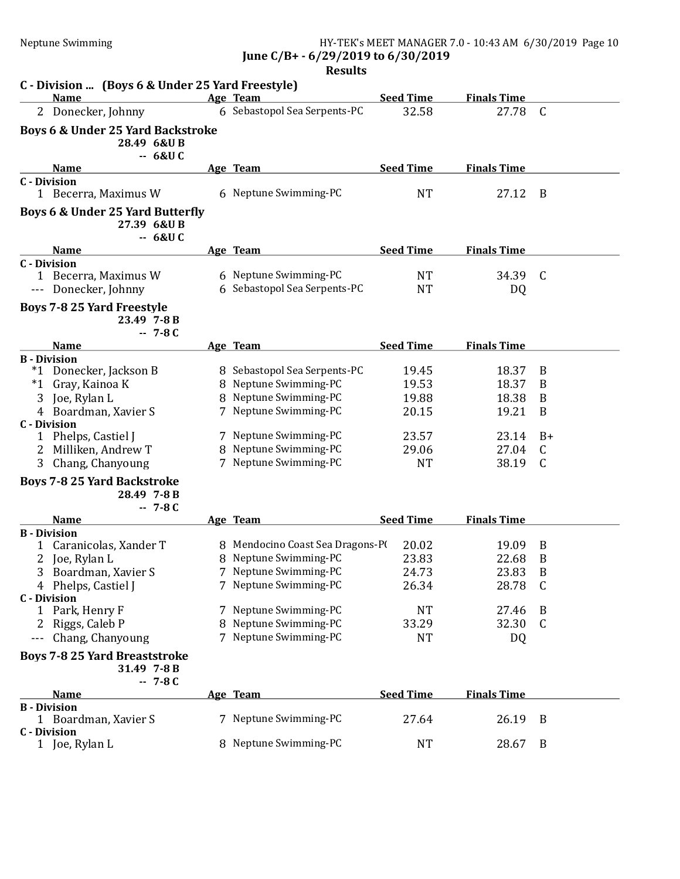## June C/B+ - 6/29/2019 to 6/30/2019

### Results

#### C - Division ... (Boys 6 & Under 25 Yard Freestyle)

| | Name | Age | Team | Seed Time | Finals Time | |
|---|---|---|---|---|---|---|
| 2 | Donecker, Johnny | 6 | Sebastopol Sea Serpents-PC | 32.58 | 27.78 | C |

#### Boys 6 & Under 25 Yard Backstroke

28.49 6&U B
-- 6&U C

| | Name | Age | Team | Seed Time | Finals Time | |
|---|---|---|---|---|---|---|
| **C - Division** | | | | | | |
| 1 | Becerra, Maximus W | 6 | Neptune Swimming-PC | NT | 27.12 | B |

#### Boys 6 & Under 25 Yard Butterfly

27.39 6&U B
-- 6&U C

| | Name | Age | Team | Seed Time | Finals Time | |
|---|---|---|---|---|---|---|
| **C - Division** | | | | | | |
| 1 | Becerra, Maximus W | 6 | Neptune Swimming-PC | NT | 34.39 | C |
| --- | Donecker, Johnny | 6 | Sebastopol Sea Serpents-PC | NT | DQ | |

#### Boys 7-8 25 Yard Freestyle

23.49 7-8 B
-- 7-8 C

| | Name | Age | Team | Seed Time | Finals Time | |
|---|---|---|---|---|---|---|
| **B - Division** | | | | | | |
| *1 | Donecker, Jackson B | 8 | Sebastopol Sea Serpents-PC | 19.45 | 18.37 | B |
| *1 | Gray, Kainoa K | 8 | Neptune Swimming-PC | 19.53 | 18.37 | B |
| 3 | Joe, Rylan L | 8 | Neptune Swimming-PC | 19.88 | 18.38 | B |
| 4 | Boardman, Xavier S | 7 | Neptune Swimming-PC | 20.15 | 19.21 | B |
| **C - Division** | | | | | | |
| 1 | Phelps, Castiel J | 7 | Neptune Swimming-PC | 23.57 | 23.14 | B+ |
| 2 | Milliken, Andrew T | 8 | Neptune Swimming-PC | 29.06 | 27.04 | C |
| 3 | Chang, Chanyoung | 7 | Neptune Swimming-PC | NT | 38.19 | C |

#### Boys 7-8 25 Yard Backstroke

28.49 7-8 B
-- 7-8 C

| | Name | Age | Team | Seed Time | Finals Time | |
|---|---|---|---|---|---|---|
| **B - Division** | | | | | | |
| 1 | Caranicolas, Xander T | 8 | Mendocino Coast Sea Dragons-P( | 20.02 | 19.09 | B |
| 2 | Joe, Rylan L | 8 | Neptune Swimming-PC | 23.83 | 22.68 | B |
| 3 | Boardman, Xavier S | 7 | Neptune Swimming-PC | 24.73 | 23.83 | B |
| 4 | Phelps, Castiel J | 7 | Neptune Swimming-PC | 26.34 | 28.78 | C |
| **C - Division** | | | | | | |
| 1 | Park, Henry F | 7 | Neptune Swimming-PC | NT | 27.46 | B |
| 2 | Riggs, Caleb P | 8 | Neptune Swimming-PC | 33.29 | 32.30 | C |
| --- | Chang, Chanyoung | 7 | Neptune Swimming-PC | NT | DQ | |

#### Boys 7-8 25 Yard Breaststroke

31.49 7-8 B
-- 7-8 C

| | Name | Age | Team | Seed Time | Finals Time | |
|---|---|---|---|---|---|---|
| **B - Division** | | | | | | |
| 1 | Boardman, Xavier S | 7 | Neptune Swimming-PC | 27.64 | 26.19 | B |
| **C - Division** | | | | | | |
| 1 | Joe, Rylan L | 8 | Neptune Swimming-PC | NT | 28.67 | B |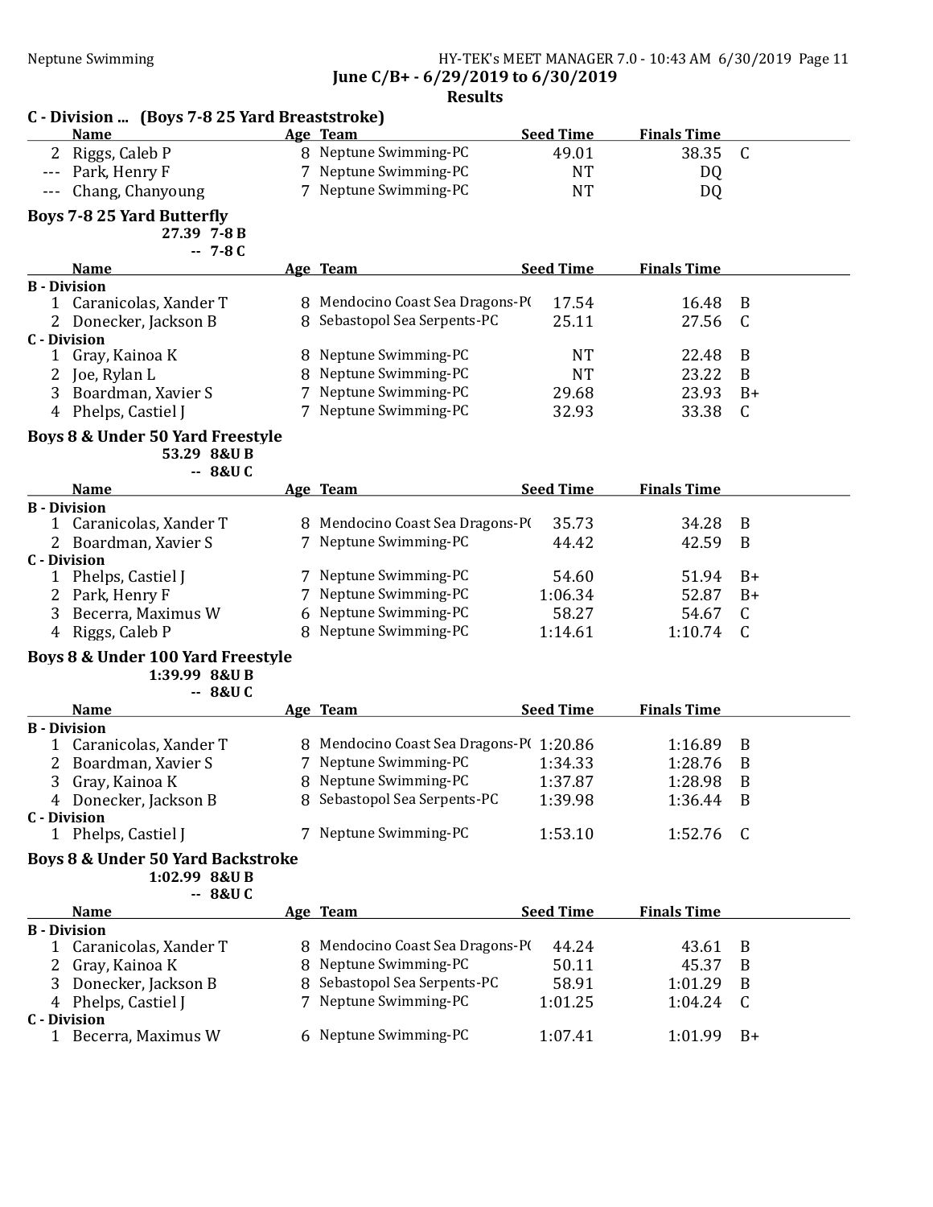June C/B+ - 6/29/2019 to 6/30/2019

Results

## C - Division ... (Boys 7-8 25 Yard Breaststroke)

| | Name | Age | Team | Seed Time | Finals Time | |
|---|---|---|---|---|---|---|
| 2 | Riggs, Caleb P | 8 | Neptune Swimming-PC | 49.01 | 38.35 | C |
| --- | Park, Henry F | 7 | Neptune Swimming-PC | NT | DQ | |
| --- | Chang, Chanyoung | 7 | Neptune Swimming-PC | NT | DQ | |

## Boys 7-8 25 Yard Butterfly

27.39 7-8 B

-- 7-8 C

| | Name | Age | Team | Seed Time | Finals Time | |
|---|---|---|---|---|---|---|
| **B - Division** | | | | | | |
| 1 | Caranicolas, Xander T | 8 | Mendocino Coast Sea Dragons-P( | 17.54 | 16.48 | B |
| 2 | Donecker, Jackson B | 8 | Sebastopol Sea Serpents-PC | 25.11 | 27.56 | C |
| **C - Division** | | | | | | |
| 1 | Gray, Kainoa K | 8 | Neptune Swimming-PC | NT | 22.48 | B |
| 2 | Joe, Rylan L | 8 | Neptune Swimming-PC | NT | 23.22 | B |
| 3 | Boardman, Xavier S | 7 | Neptune Swimming-PC | 29.68 | 23.93 | B+ |
| 4 | Phelps, Castiel J | 7 | Neptune Swimming-PC | 32.93 | 33.38 | C |

## Boys 8 & Under 50 Yard Freestyle

53.29 8&U B

-- 8&U C

| | Name | Age | Team | Seed Time | Finals Time | |
|---|---|---|---|---|---|---|
| **B - Division** | | | | | | |
| 1 | Caranicolas, Xander T | 8 | Mendocino Coast Sea Dragons-P( | 35.73 | 34.28 | B |
| 2 | Boardman, Xavier S | 7 | Neptune Swimming-PC | 44.42 | 42.59 | B |
| **C - Division** | | | | | | |
| 1 | Phelps, Castiel J | 7 | Neptune Swimming-PC | 54.60 | 51.94 | B+ |
| 2 | Park, Henry F | 7 | Neptune Swimming-PC | 1:06.34 | 52.87 | B+ |
| 3 | Becerra, Maximus W | 6 | Neptune Swimming-PC | 58.27 | 54.67 | C |
| 4 | Riggs, Caleb P | 8 | Neptune Swimming-PC | 1:14.61 | 1:10.74 | C |

## Boys 8 & Under 100 Yard Freestyle

1:39.99 8&U B

-- 8&U C

| | Name | Age | Team | Seed Time | Finals Time | |
|---|---|---|---|---|---|---|
| **B - Division** | | | | | | |
| 1 | Caranicolas, Xander T | 8 | Mendocino Coast Sea Dragons-P( | 1:20.86 | 1:16.89 | B |
| 2 | Boardman, Xavier S | 7 | Neptune Swimming-PC | 1:34.33 | 1:28.76 | B |
| 3 | Gray, Kainoa K | 8 | Neptune Swimming-PC | 1:37.87 | 1:28.98 | B |
| 4 | Donecker, Jackson B | 8 | Sebastopol Sea Serpents-PC | 1:39.98 | 1:36.44 | B |
| **C - Division** | | | | | | |
| 1 | Phelps, Castiel J | 7 | Neptune Swimming-PC | 1:53.10 | 1:52.76 | C |

## Boys 8 & Under 50 Yard Backstroke

1:02.99 8&U B

-- 8&U C

| | Name | Age | Team | Seed Time | Finals Time | |
|---|---|---|---|---|---|---|
| **B - Division** | | | | | | |
| 1 | Caranicolas, Xander T | 8 | Mendocino Coast Sea Dragons-P( | 44.24 | 43.61 | B |
| 2 | Gray, Kainoa K | 8 | Neptune Swimming-PC | 50.11 | 45.37 | B |
| 3 | Donecker, Jackson B | 8 | Sebastopol Sea Serpents-PC | 58.91 | 1:01.29 | B |
| 4 | Phelps, Castiel J | 7 | Neptune Swimming-PC | 1:01.25 | 1:04.24 | C |
| **C - Division** | | | | | | |
| 1 | Becerra, Maximus W | 6 | Neptune Swimming-PC | 1:07.41 | 1:01.99 | B+ |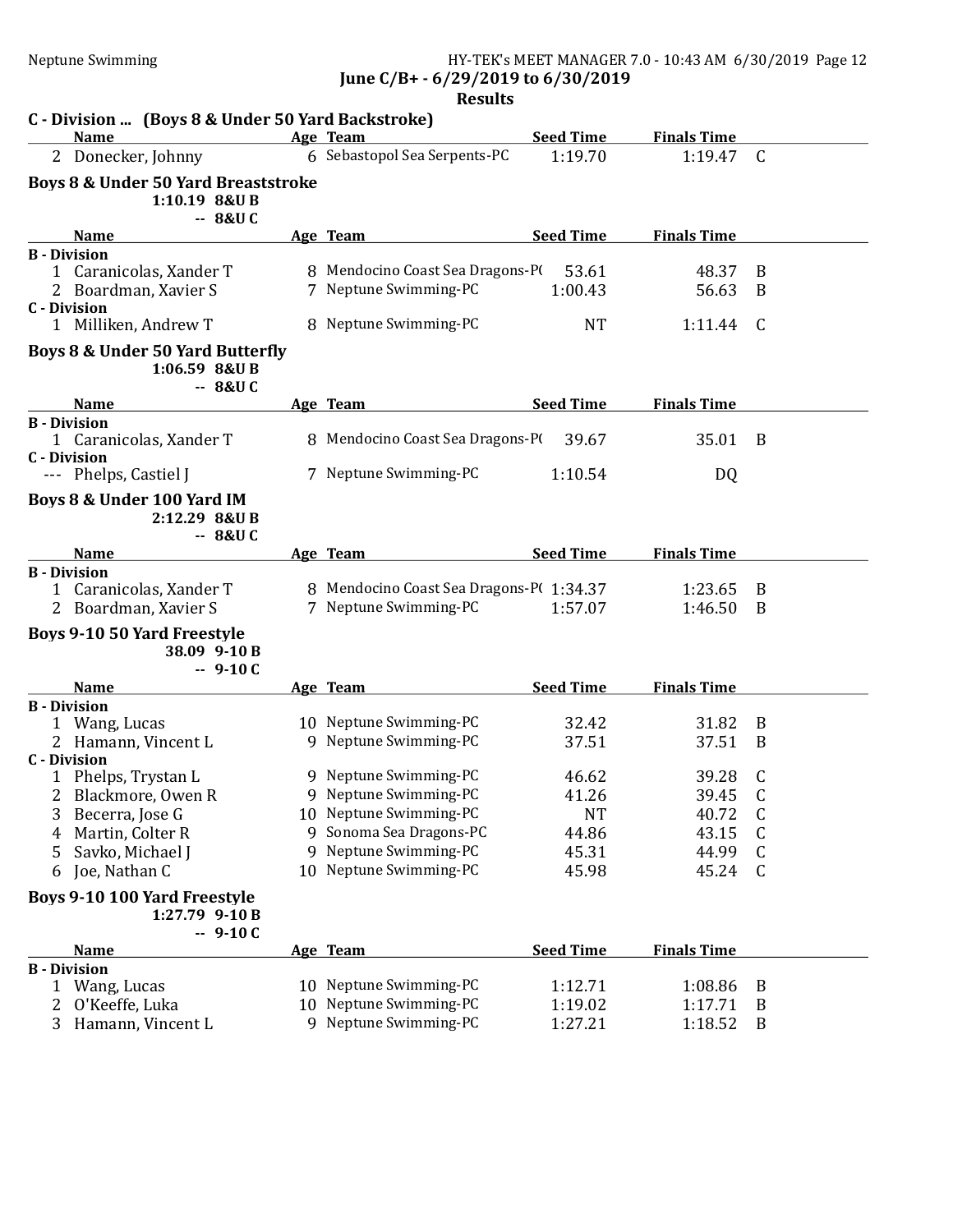**June C/B+ - 6/29/2019 to 6/30/2019**

**Results**

### C - Division ... (Boys 8 & Under 50 Yard Backstroke)

| | Name | Age | Team | Seed Time | Finals Time | |
|---|---|---|---|---|---|---|
| 2 | Donecker, Johnny | 6 | Sebastopol Sea Serpents-PC | 1:19.70 | 1:19.47 | C |

### Boys 8 & Under 50 Yard Breaststroke

1:10.19 8&U B
-- 8&U C

| | Name | Age | Team | Seed Time | Finals Time | |
|---|---|---|---|---|---|---|
| **B - Division** | | | | | | |
| 1 | Caranicolas, Xander T | 8 | Mendocino Coast Sea Dragons-P( | 53.61 | 48.37 | B |
| 2 | Boardman, Xavier S | 7 | Neptune Swimming-PC | 1:00.43 | 56.63 | B |
| **C - Division** | | | | | | |
| 1 | Milliken, Andrew T | 8 | Neptune Swimming-PC | NT | 1:11.44 | C |

### Boys 8 & Under 50 Yard Butterfly

1:06.59 8&U B
-- 8&U C

| | Name | Age | Team | Seed Time | Finals Time | |
|---|---|---|---|---|---|---|
| **B - Division** | | | | | | |
| 1 | Caranicolas, Xander T | 8 | Mendocino Coast Sea Dragons-P( | 39.67 | 35.01 | B |
| **C - Division** | | | | | | |
| --- | Phelps, Castiel J | 7 | Neptune Swimming-PC | 1:10.54 | DQ | |

### Boys 8 & Under 100 Yard IM

2:12.29 8&U B
-- 8&U C

| | Name | Age | Team | Seed Time | Finals Time | |
|---|---|---|---|---|---|---|
| **B - Division** | | | | | | |
| 1 | Caranicolas, Xander T | 8 | Mendocino Coast Sea Dragons-P( | 1:34.37 | 1:23.65 | B |
| 2 | Boardman, Xavier S | 7 | Neptune Swimming-PC | 1:57.07 | 1:46.50 | B |

### Boys 9-10 50 Yard Freestyle

38.09 9-10 B
-- 9-10 C

| | Name | Age | Team | Seed Time | Finals Time | |
|---|---|---|---|---|---|---|
| **B - Division** | | | | | | |
| 1 | Wang, Lucas | 10 | Neptune Swimming-PC | 32.42 | 31.82 | B |
| 2 | Hamann, Vincent L | 9 | Neptune Swimming-PC | 37.51 | 37.51 | B |
| **C - Division** | | | | | | |
| 1 | Phelps, Trystan L | 9 | Neptune Swimming-PC | 46.62 | 39.28 | C |
| 2 | Blackmore, Owen R | 9 | Neptune Swimming-PC | 41.26 | 39.45 | C |
| 3 | Becerra, Jose G | 10 | Neptune Swimming-PC | NT | 40.72 | C |
| 4 | Martin, Colter R | 9 | Sonoma Sea Dragons-PC | 44.86 | 43.15 | C |
| 5 | Savko, Michael J | 9 | Neptune Swimming-PC | 45.31 | 44.99 | C |
| 6 | Joe, Nathan C | 10 | Neptune Swimming-PC | 45.98 | 45.24 | C |

### Boys 9-10 100 Yard Freestyle

1:27.79 9-10 B
-- 9-10 C

| | Name | Age | Team | Seed Time | Finals Time | |
|---|---|---|---|---|---|---|
| **B - Division** | | | | | | |
| 1 | Wang, Lucas | 10 | Neptune Swimming-PC | 1:12.71 | 1:08.86 | B |
| 2 | O'Keeffe, Luka | 10 | Neptune Swimming-PC | 1:19.02 | 1:17.71 | B |
| 3 | Hamann, Vincent L | 9 | Neptune Swimming-PC | 1:27.21 | 1:18.52 | B |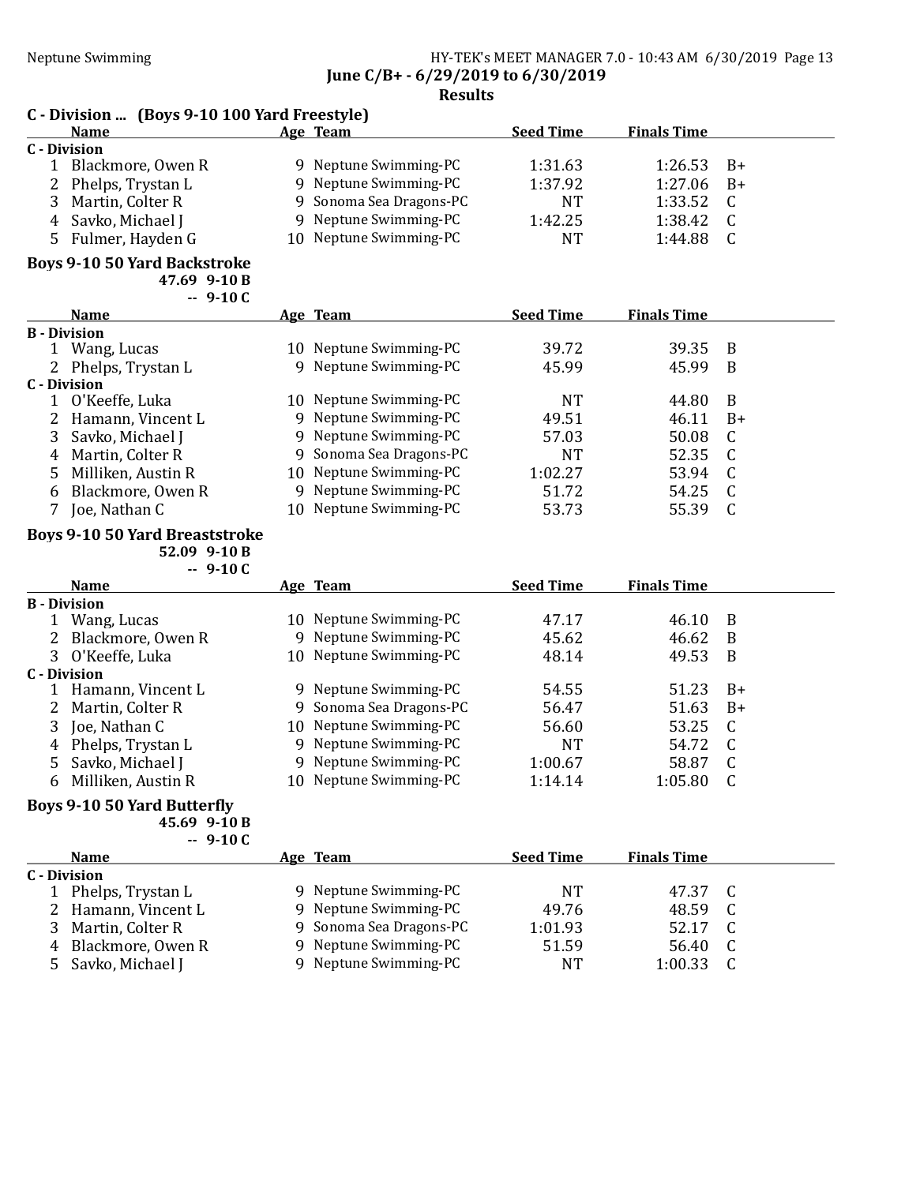## C - Division ... (Boys 9-10 100 Yard Freestyle)

| | Name | Age | Team | Seed Time | Finals Time | |
|---|---|---|---|---|---|---|
| **C - Division** | | | | | | |
| 1 | Blackmore, Owen R | 9 | Neptune Swimming-PC | 1:31.63 | 1:26.53 | B+ |
| 2 | Phelps, Trystan L | 9 | Neptune Swimming-PC | 1:37.92 | 1:27.06 | B+ |
| 3 | Martin, Colter R | 9 | Sonoma Sea Dragons-PC | NT | 1:33.52 | C |
| 4 | Savko, Michael J | 9 | Neptune Swimming-PC | 1:42.25 | 1:38.42 | C |
| 5 | Fulmer, Hayden G | 10 | Neptune Swimming-PC | NT | 1:44.88 | C |

## Boys 9-10 50 Yard Backstroke

47.69 9-10 B
-- 9-10 C

| | Name | Age | Team | Seed Time | Finals Time | |
|---|---|---|---|---|---|---|
| **B - Division** | | | | | | |
| 1 | Wang, Lucas | 10 | Neptune Swimming-PC | 39.72 | 39.35 | B |
| 2 | Phelps, Trystan L | 9 | Neptune Swimming-PC | 45.99 | 45.99 | B |
| **C - Division** | | | | | | |
| 1 | O'Keeffe, Luka | 10 | Neptune Swimming-PC | NT | 44.80 | B |
| 2 | Hamann, Vincent L | 9 | Neptune Swimming-PC | 49.51 | 46.11 | B+ |
| 3 | Savko, Michael J | 9 | Neptune Swimming-PC | 57.03 | 50.08 | C |
| 4 | Martin, Colter R | 9 | Sonoma Sea Dragons-PC | NT | 52.35 | C |
| 5 | Milliken, Austin R | 10 | Neptune Swimming-PC | 1:02.27 | 53.94 | C |
| 6 | Blackmore, Owen R | 9 | Neptune Swimming-PC | 51.72 | 54.25 | C |
| 7 | Joe, Nathan C | 10 | Neptune Swimming-PC | 53.73 | 55.39 | C |

## Boys 9-10 50 Yard Breaststroke

52.09 9-10 B
-- 9-10 C

| | Name | Age | Team | Seed Time | Finals Time | |
|---|---|---|---|---|---|---|
| **B - Division** | | | | | | |
| 1 | Wang, Lucas | 10 | Neptune Swimming-PC | 47.17 | 46.10 | B |
| 2 | Blackmore, Owen R | 9 | Neptune Swimming-PC | 45.62 | 46.62 | B |
| 3 | O'Keeffe, Luka | 10 | Neptune Swimming-PC | 48.14 | 49.53 | B |
| **C - Division** | | | | | | |
| 1 | Hamann, Vincent L | 9 | Neptune Swimming-PC | 54.55 | 51.23 | B+ |
| 2 | Martin, Colter R | 9 | Sonoma Sea Dragons-PC | 56.47 | 51.63 | B+ |
| 3 | Joe, Nathan C | 10 | Neptune Swimming-PC | 56.60 | 53.25 | C |
| 4 | Phelps, Trystan L | 9 | Neptune Swimming-PC | NT | 54.72 | C |
| 5 | Savko, Michael J | 9 | Neptune Swimming-PC | 1:00.67 | 58.87 | C |
| 6 | Milliken, Austin R | 10 | Neptune Swimming-PC | 1:14.14 | 1:05.80 | C |

## Boys 9-10 50 Yard Butterfly

45.69 9-10 B
-- 9-10 C

| | Name | Age | Team | Seed Time | Finals Time | |
|---|---|---|---|---|---|---|
| **C - Division** | | | | | | |
| 1 | Phelps, Trystan L | 9 | Neptune Swimming-PC | NT | 47.37 | C |
| 2 | Hamann, Vincent L | 9 | Neptune Swimming-PC | 49.76 | 48.59 | C |
| 3 | Martin, Colter R | 9 | Sonoma Sea Dragons-PC | 1:01.93 | 52.17 | C |
| 4 | Blackmore, Owen R | 9 | Neptune Swimming-PC | 51.59 | 56.40 | C |
| 5 | Savko, Michael J | 9 | Neptune Swimming-PC | NT | 1:00.33 | C |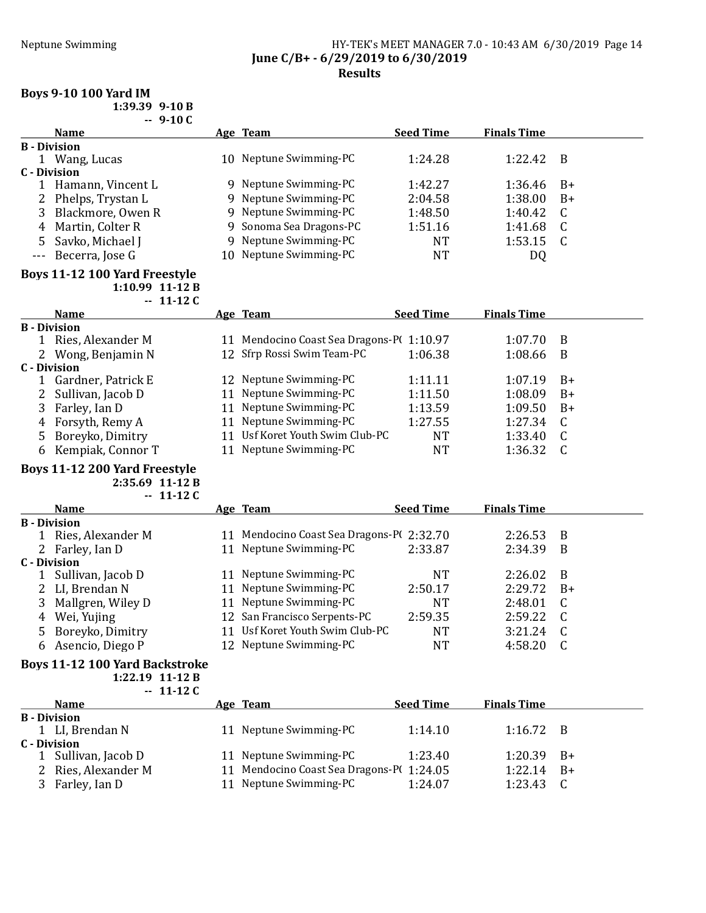June C/B+ - 6/29/2019 to 6/30/2019

Results

### Boys 9-10 100 Yard IM

1:39.39 9-10 B
-- 9-10 C

| | Name | Age | Team | Seed Time | Finals Time | |
|---|---|---|---|---|---|---|
| **B - Division** | | | | | | |
| 1 | Wang, Lucas | 10 | Neptune Swimming-PC | 1:24.28 | 1:22.42 | B |
| **C - Division** | | | | | | |
| 1 | Hamann, Vincent L | 9 | Neptune Swimming-PC | 1:42.27 | 1:36.46 | B+ |
| 2 | Phelps, Trystan L | 9 | Neptune Swimming-PC | 2:04.58 | 1:38.00 | B+ |
| 3 | Blackmore, Owen R | 9 | Neptune Swimming-PC | 1:48.50 | 1:40.42 | C |
| 4 | Martin, Colter R | 9 | Sonoma Sea Dragons-PC | 1:51.16 | 1:41.68 | C |
| 5 | Savko, Michael J | 9 | Neptune Swimming-PC | NT | 1:53.15 | C |
| --- | Becerra, Jose G | 10 | Neptune Swimming-PC | NT | DQ | |

### Boys 11-12 100 Yard Freestyle

1:10.99 11-12 B
-- 11-12 C

| | Name | Age | Team | Seed Time | Finals Time | |
|---|---|---|---|---|---|---|
| **B - Division** | | | | | | |
| 1 | Ries, Alexander M | 11 | Mendocino Coast Sea Dragons-P( | 1:10.97 | 1:07.70 | B |
| 2 | Wong, Benjamin N | 12 | Sfrp Rossi Swim Team-PC | 1:06.38 | 1:08.66 | B |
| **C - Division** | | | | | | |
| 1 | Gardner, Patrick E | 12 | Neptune Swimming-PC | 1:11.11 | 1:07.19 | B+ |
| 2 | Sullivan, Jacob D | 11 | Neptune Swimming-PC | 1:11.50 | 1:08.09 | B+ |
| 3 | Farley, Ian D | 11 | Neptune Swimming-PC | 1:13.59 | 1:09.50 | B+ |
| 4 | Forsyth, Remy A | 11 | Neptune Swimming-PC | 1:27.55 | 1:27.34 | C |
| 5 | Boreyko, Dimitry | 11 | Usf Koret Youth Swim Club-PC | NT | 1:33.40 | C |
| 6 | Kempiak, Connor T | 11 | Neptune Swimming-PC | NT | 1:36.32 | C |

### Boys 11-12 200 Yard Freestyle

2:35.69 11-12 B
-- 11-12 C

| | Name | Age | Team | Seed Time | Finals Time | |
|---|---|---|---|---|---|---|
| **B - Division** | | | | | | |
| 1 | Ries, Alexander M | 11 | Mendocino Coast Sea Dragons-P( | 2:32.70 | 2:26.53 | B |
| 2 | Farley, Ian D | 11 | Neptune Swimming-PC | 2:33.87 | 2:34.39 | B |
| **C - Division** | | | | | | |
| 1 | Sullivan, Jacob D | 11 | Neptune Swimming-PC | NT | 2:26.02 | B |
| 2 | LI, Brendan N | 11 | Neptune Swimming-PC | 2:50.17 | 2:29.72 | B+ |
| 3 | Mallgren, Wiley D | 11 | Neptune Swimming-PC | NT | 2:48.01 | C |
| 4 | Wei, Yujing | 12 | San Francisco Serpents-PC | 2:59.35 | 2:59.22 | C |
| 5 | Boreyko, Dimitry | 11 | Usf Koret Youth Swim Club-PC | NT | 3:21.24 | C |
| 6 | Asencio, Diego P | 12 | Neptune Swimming-PC | NT | 4:58.20 | C |

### Boys 11-12 100 Yard Backstroke

1:22.19 11-12 B
-- 11-12 C

| | Name | Age | Team | Seed Time | Finals Time | |
|---|---|---|---|---|---|---|
| **B - Division** | | | | | | |
| 1 | LI, Brendan N | 11 | Neptune Swimming-PC | 1:14.10 | 1:16.72 | B |
| **C - Division** | | | | | | |
| 1 | Sullivan, Jacob D | 11 | Neptune Swimming-PC | 1:23.40 | 1:20.39 | B+ |
| 2 | Ries, Alexander M | 11 | Mendocino Coast Sea Dragons-P( | 1:24.05 | 1:22.14 | B+ |
| 3 | Farley, Ian D | 11 | Neptune Swimming-PC | 1:24.07 | 1:23.43 | C |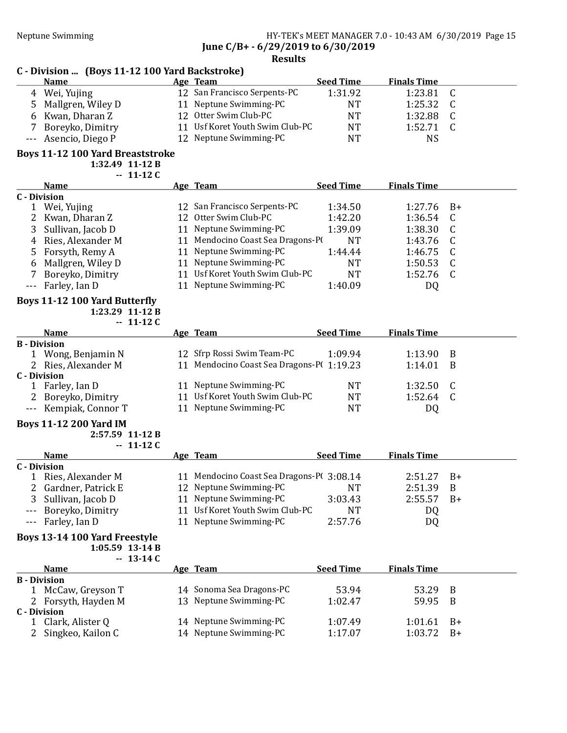## C - Division ... (Boys 11-12 100 Yard Backstroke)

| | Name | Age | Team | Seed Time | Finals Time | |
|---|---|---|---|---|---|---|
| 4 | Wei, Yujing | 12 | San Francisco Serpents-PC | 1:31.92 | 1:23.81 | C |
| 5 | Mallgren, Wiley D | 11 | Neptune Swimming-PC | NT | 1:25.32 | C |
| 6 | Kwan, Dharan Z | 12 | Otter Swim Club-PC | NT | 1:32.88 | C |
| 7 | Boreyko, Dimitry | 11 | Usf Koret Youth Swim Club-PC | NT | 1:52.71 | C |
| --- | Asencio, Diego P | 12 | Neptune Swimming-PC | NT | NS | |

## Boys 11-12 100 Yard Breaststroke

1:32.49 11-12 B
-- 11-12 C

| | Name | Age | Team | Seed Time | Finals Time | |
|---|---|---|---|---|---|---|
| **C - Division** | | | | | | |
| 1 | Wei, Yujing | 12 | San Francisco Serpents-PC | 1:34.50 | 1:27.76 | B+ |
| 2 | Kwan, Dharan Z | 12 | Otter Swim Club-PC | 1:42.20 | 1:36.54 | C |
| 3 | Sullivan, Jacob D | 11 | Neptune Swimming-PC | 1:39.09 | 1:38.30 | C |
| 4 | Ries, Alexander M | 11 | Mendocino Coast Sea Dragons-P( | NT | 1:43.76 | C |
| 5 | Forsyth, Remy A | 11 | Neptune Swimming-PC | 1:44.44 | 1:46.75 | C |
| 6 | Mallgren, Wiley D | 11 | Neptune Swimming-PC | NT | 1:50.53 | C |
| 7 | Boreyko, Dimitry | 11 | Usf Koret Youth Swim Club-PC | NT | 1:52.76 | C |
| --- | Farley, Ian D | 11 | Neptune Swimming-PC | 1:40.09 | DQ | |

## Boys 11-12 100 Yard Butterfly

1:23.29 11-12 B
-- 11-12 C

| | Name | Age | Team | Seed Time | Finals Time | |
|---|---|---|---|---|---|---|
| **B - Division** | | | | | | |
| 1 | Wong, Benjamin N | 12 | Sfrp Rossi Swim Team-PC | 1:09.94 | 1:13.90 | B |
| 2 | Ries, Alexander M | 11 | Mendocino Coast Sea Dragons-P( | 1:19.23 | 1:14.01 | B |
| **C - Division** | | | | | | |
| 1 | Farley, Ian D | 11 | Neptune Swimming-PC | NT | 1:32.50 | C |
| 2 | Boreyko, Dimitry | 11 | Usf Koret Youth Swim Club-PC | NT | 1:52.64 | C |
| --- | Kempiak, Connor T | 11 | Neptune Swimming-PC | NT | DQ | |

## Boys 11-12 200 Yard IM

2:57.59 11-12 B
-- 11-12 C

| | Name | Age | Team | Seed Time | Finals Time | |
|---|---|---|---|---|---|---|
| **C - Division** | | | | | | |
| 1 | Ries, Alexander M | 11 | Mendocino Coast Sea Dragons-P( | 3:08.14 | 2:51.27 | B+ |
| 2 | Gardner, Patrick E | 12 | Neptune Swimming-PC | NT | 2:51.39 | B |
| 3 | Sullivan, Jacob D | 11 | Neptune Swimming-PC | 3:03.43 | 2:55.57 | B+ |
| --- | Boreyko, Dimitry | 11 | Usf Koret Youth Swim Club-PC | NT | DQ | |
| --- | Farley, Ian D | 11 | Neptune Swimming-PC | 2:57.76 | DQ | |

## Boys 13-14 100 Yard Freestyle

1:05.59 13-14 B
-- 13-14 C

| | Name | Age | Team | Seed Time | Finals Time | |
|---|---|---|---|---|---|---|
| **B - Division** | | | | | | |
| 1 | McCaw, Greyson T | 14 | Sonoma Sea Dragons-PC | 53.94 | 53.29 | B |
| 2 | Forsyth, Hayden M | 13 | Neptune Swimming-PC | 1:02.47 | 59.95 | B |
| **C - Division** | | | | | | |
| 1 | Clark, Alister Q | 14 | Neptune Swimming-PC | 1:07.49 | 1:01.61 | B+ |
| 2 | Singkeo, Kailon C | 14 | Neptune Swimming-PC | 1:17.07 | 1:03.72 | B+ |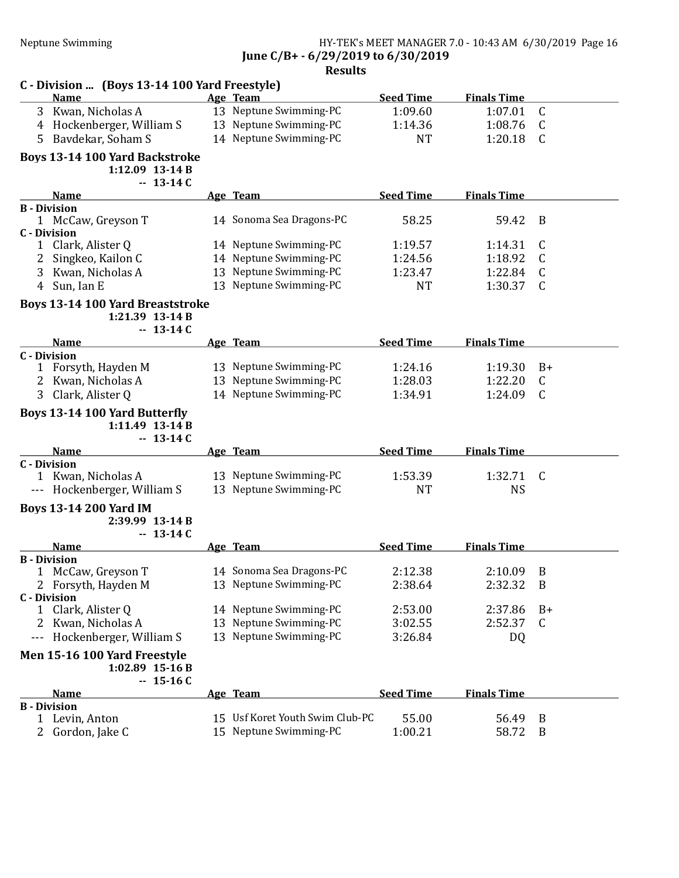## C - Division ... (Boys 13-14 100 Yard Freestyle)

| | Name | Age | Team | Seed Time | Finals Time | |
|---|---|---|---|---|---|---|
| 3 | Kwan, Nicholas A | 13 | Neptune Swimming-PC | 1:09.60 | 1:07.01 | C |
| 4 | Hockenberger, William S | 13 | Neptune Swimming-PC | 1:14.36 | 1:08.76 | C |
| 5 | Bavdekar, Soham S | 14 | Neptune Swimming-PC | NT | 1:20.18 | C |

## Boys 13-14 100 Yard Backstroke

1:12.09 13-14 B
-- 13-14 C

| | Name | Age | Team | Seed Time | Finals Time | |
|---|---|---|---|---|---|---|
| **B - Division** | | | | | | |
| 1 | McCaw, Greyson T | 14 | Sonoma Sea Dragons-PC | 58.25 | 59.42 | B |
| **C - Division** | | | | | | |
| 1 | Clark, Alister Q | 14 | Neptune Swimming-PC | 1:19.57 | 1:14.31 | C |
| 2 | Singkeo, Kailon C | 14 | Neptune Swimming-PC | 1:24.56 | 1:18.92 | C |
| 3 | Kwan, Nicholas A | 13 | Neptune Swimming-PC | 1:23.47 | 1:22.84 | C |
| 4 | Sun, Ian E | 13 | Neptune Swimming-PC | NT | 1:30.37 | C |

## Boys 13-14 100 Yard Breaststroke

1:21.39 13-14 B
-- 13-14 C

| | Name | Age | Team | Seed Time | Finals Time | |
|---|---|---|---|---|---|---|
| **C - Division** | | | | | | |
| 1 | Forsyth, Hayden M | 13 | Neptune Swimming-PC | 1:24.16 | 1:19.30 | B+ |
| 2 | Kwan, Nicholas A | 13 | Neptune Swimming-PC | 1:28.03 | 1:22.20 | C |
| 3 | Clark, Alister Q | 14 | Neptune Swimming-PC | 1:34.91 | 1:24.09 | C |

## Boys 13-14 100 Yard Butterfly

1:11.49 13-14 B
-- 13-14 C

| | Name | Age | Team | Seed Time | Finals Time | |
|---|---|---|---|---|---|---|
| **C - Division** | | | | | | |
| 1 | Kwan, Nicholas A | 13 | Neptune Swimming-PC | 1:53.39 | 1:32.71 | C |
| --- | Hockenberger, William S | 13 | Neptune Swimming-PC | NT | NS | |

## Boys 13-14 200 Yard IM

2:39.99 13-14 B
-- 13-14 C

| | Name | Age | Team | Seed Time | Finals Time | |
|---|---|---|---|---|---|---|
| **B - Division** | | | | | | |
| 1 | McCaw, Greyson T | 14 | Sonoma Sea Dragons-PC | 2:12.38 | 2:10.09 | B |
| 2 | Forsyth, Hayden M | 13 | Neptune Swimming-PC | 2:38.64 | 2:32.32 | B |
| **C - Division** | | | | | | |
| 1 | Clark, Alister Q | 14 | Neptune Swimming-PC | 2:53.00 | 2:37.86 | B+ |
| 2 | Kwan, Nicholas A | 13 | Neptune Swimming-PC | 3:02.55 | 2:52.37 | C |
| --- | Hockenberger, William S | 13 | Neptune Swimming-PC | 3:26.84 | DQ | |

## Men 15-16 100 Yard Freestyle

1:02.89 15-16 B
-- 15-16 C

| | Name | Age | Team | Seed Time | Finals Time | |
|---|---|---|---|---|---|---|
| **B - Division** | | | | | | |
| 1 | Levin, Anton | 15 | Usf Koret Youth Swim Club-PC | 55.00 | 56.49 | B |
| 2 | Gordon, Jake C | 15 | Neptune Swimming-PC | 1:00.21 | 58.72 | B |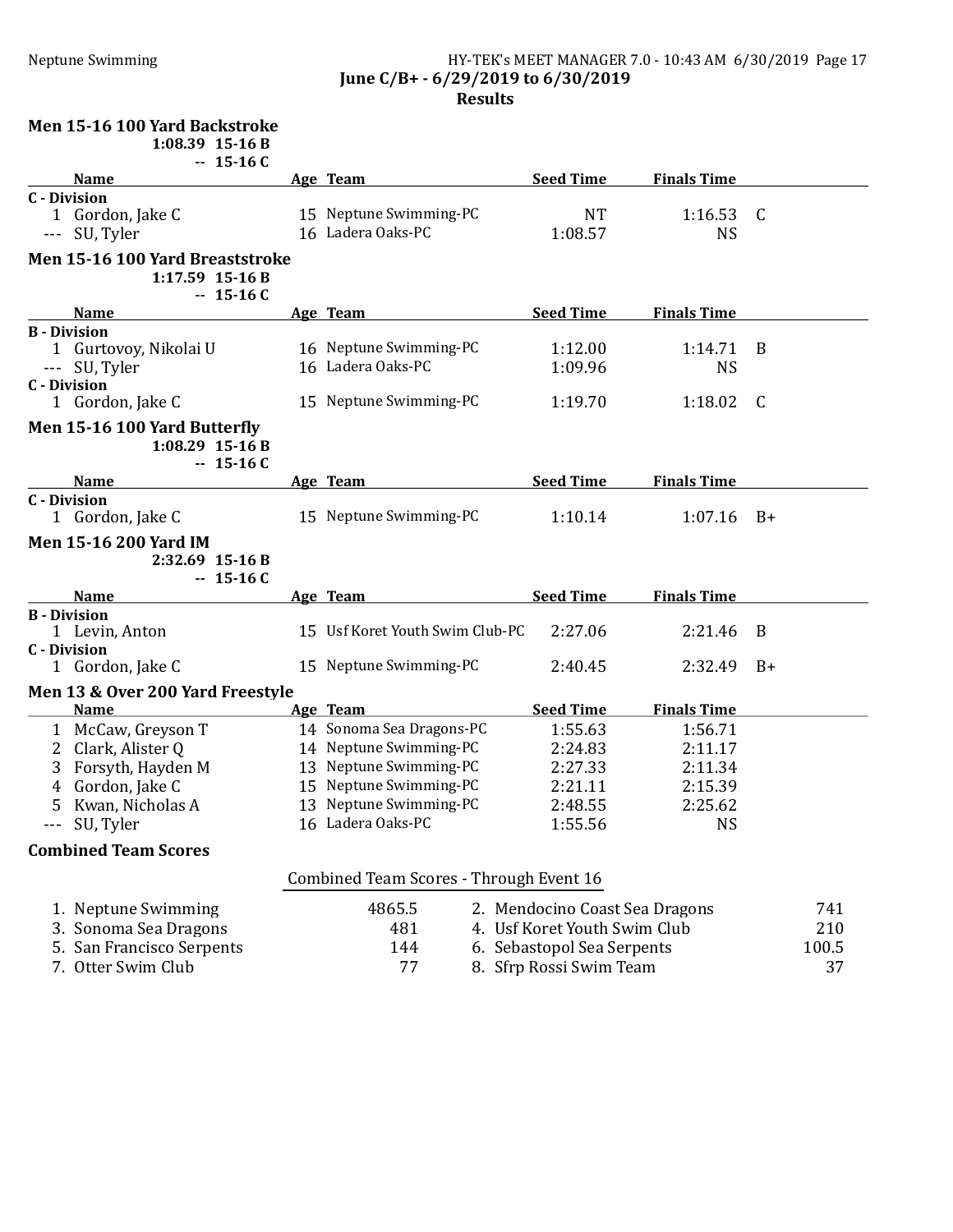## Men 15-16 100 Yard Backstroke

1:08.39 15-16 B
-- 15-16 C

| | Name | Age | Team | Seed Time | Finals Time | |
|---|---|---|---|---|---|---|
| **C - Division** | | | | | | |
| 1 | Gordon, Jake C | 15 | Neptune Swimming-PC | NT | 1:16.53 | C |
| --- | SU, Tyler | 16 | Ladera Oaks-PC | 1:08.57 | NS | |

## Men 15-16 100 Yard Breaststroke

1:17.59 15-16 B
-- 15-16 C

| | Name | Age | Team | Seed Time | Finals Time | |
|---|---|---|---|---|---|---|
| **B - Division** | | | | | | |
| 1 | Gurtovoy, Nikolai U | 16 | Neptune Swimming-PC | 1:12.00 | 1:14.71 | B |
| --- | SU, Tyler | 16 | Ladera Oaks-PC | 1:09.96 | NS | |
| **C - Division** | | | | | | |
| 1 | Gordon, Jake C | 15 | Neptune Swimming-PC | 1:19.70 | 1:18.02 | C |

## Men 15-16 100 Yard Butterfly

1:08.29 15-16 B
-- 15-16 C

| | Name | Age | Team | Seed Time | Finals Time | |
|---|---|---|---|---|---|---|
| **C - Division** | | | | | | |
| 1 | Gordon, Jake C | 15 | Neptune Swimming-PC | 1:10.14 | 1:07.16 | B+ |

## Men 15-16 200 Yard IM

2:32.69 15-16 B
-- 15-16 C

| | Name | Age | Team | Seed Time | Finals Time | |
|---|---|---|---|---|---|---|
| **B - Division** | | | | | | |
| 1 | Levin, Anton | 15 | Usf Koret Youth Swim Club-PC | 2:27.06 | 2:21.46 | B |
| **C - Division** | | | | | | |
| 1 | Gordon, Jake C | 15 | Neptune Swimming-PC | 2:40.45 | 2:32.49 | B+ |

## Men 13 & Over 200 Yard Freestyle

| | Name | Age | Team | Seed Time | Finals Time |
|---|---|---|---|---|---|
| 1 | McCaw, Greyson T | 14 | Sonoma Sea Dragons-PC | 1:55.63 | 1:56.71 |
| 2 | Clark, Alister Q | 14 | Neptune Swimming-PC | 2:24.83 | 2:11.17 |
| 3 | Forsyth, Hayden M | 13 | Neptune Swimming-PC | 2:27.33 | 2:11.34 |
| 4 | Gordon, Jake C | 15 | Neptune Swimming-PC | 2:21.11 | 2:15.39 |
| 5 | Kwan, Nicholas A | 13 | Neptune Swimming-PC | 2:48.55 | 2:25.62 |
| --- | SU, Tyler | 16 | Ladera Oaks-PC | 1:55.56 | NS |

## Combined Team Scores

Combined Team Scores - Through Event 16

| | | | | | |
|---|---|---|---|---|---|
| 1. | Neptune Swimming | 4865.5 | 2. | Mendocino Coast Sea Dragons | 741 |
| 3. | Sonoma Sea Dragons | 481 | 4. | Usf Koret Youth Swim Club | 210 |
| 5. | San Francisco Serpents | 144 | 6. | Sebastopol Sea Serpents | 100.5 |
| 7. | Otter Swim Club | 77 | 8. | Sfrp Rossi Swim Team | 37 |